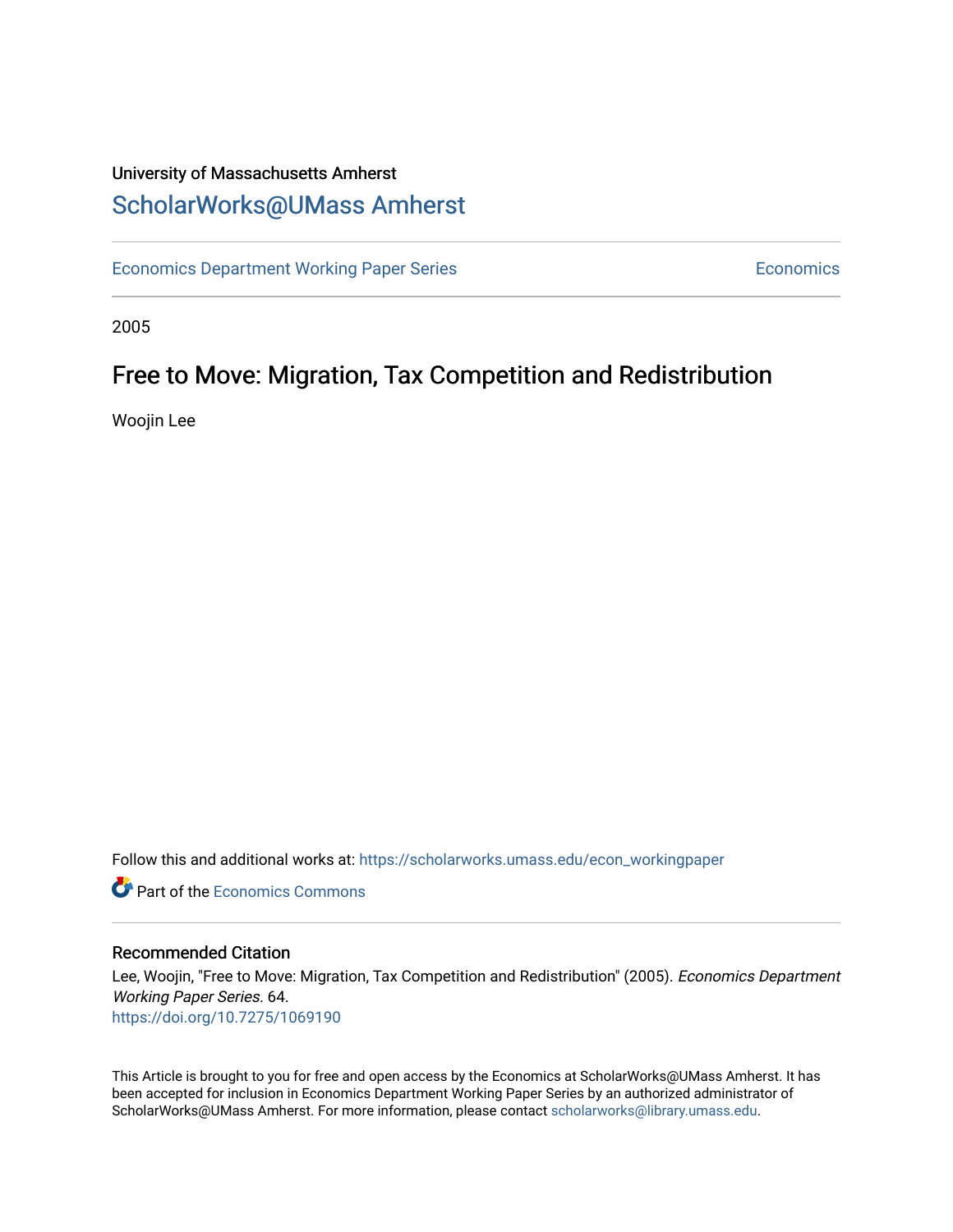University of Massachusetts Amherst

# ScholarWorks@UMass Amherst

Economics Department Working Paper Series | Economics

2005

## Free to Move: Migration, Tax Competition and Redistribution

Woojin Lee

Follow this and additional works at: https://scholarworks.umass.edu/econ_workingpaper

Part of the Economics Commons

### Recommended Citation

Lee, Woojin, "Free to Move: Migration, Tax Competition and Redistribution" (2005). *Economics Department Working Paper Series*. 64.
https://doi.org/10.7275/1069190

This Article is brought to you for free and open access by the Economics at ScholarWorks@UMass Amherst. It has been accepted for inclusion in Economics Department Working Paper Series by an authorized administrator of ScholarWorks@UMass Amherst. For more information, please contact scholarworks@library.umass.edu.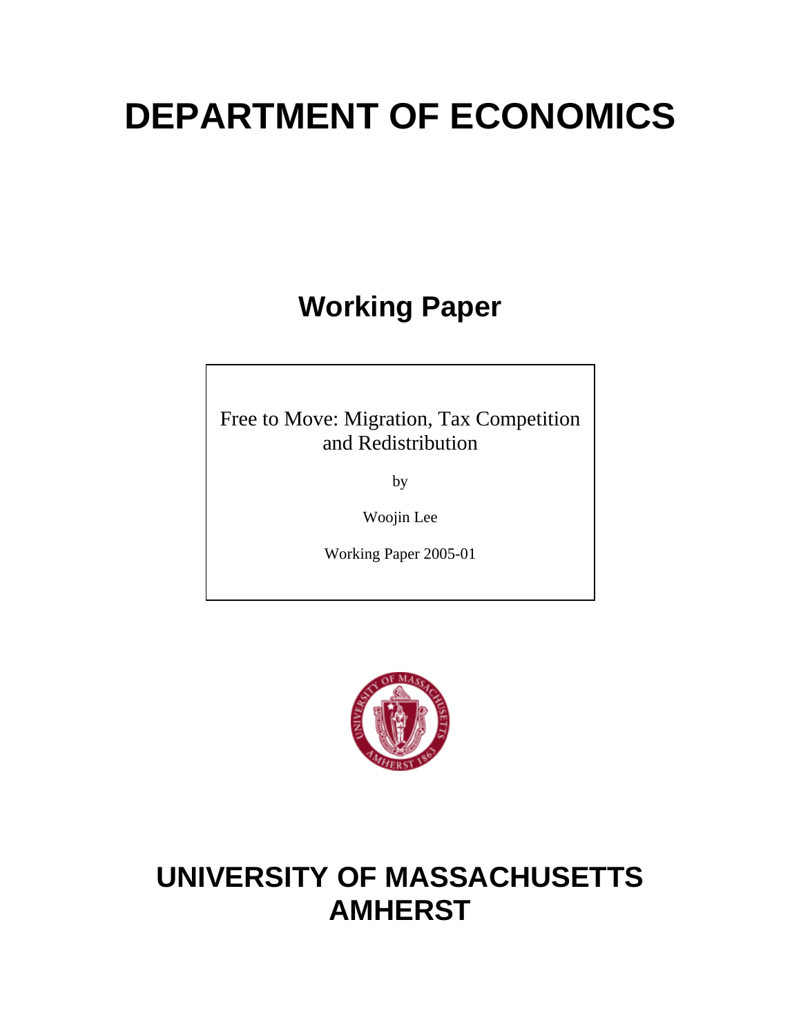# DEPARTMENT OF ECONOMICS

## Working Paper

Free to Move: Migration, Tax Competition and Redistribution

by

Woojin Lee

Working Paper 2005-01

# UNIVERSITY OF MASSACHUSETTS AMHERST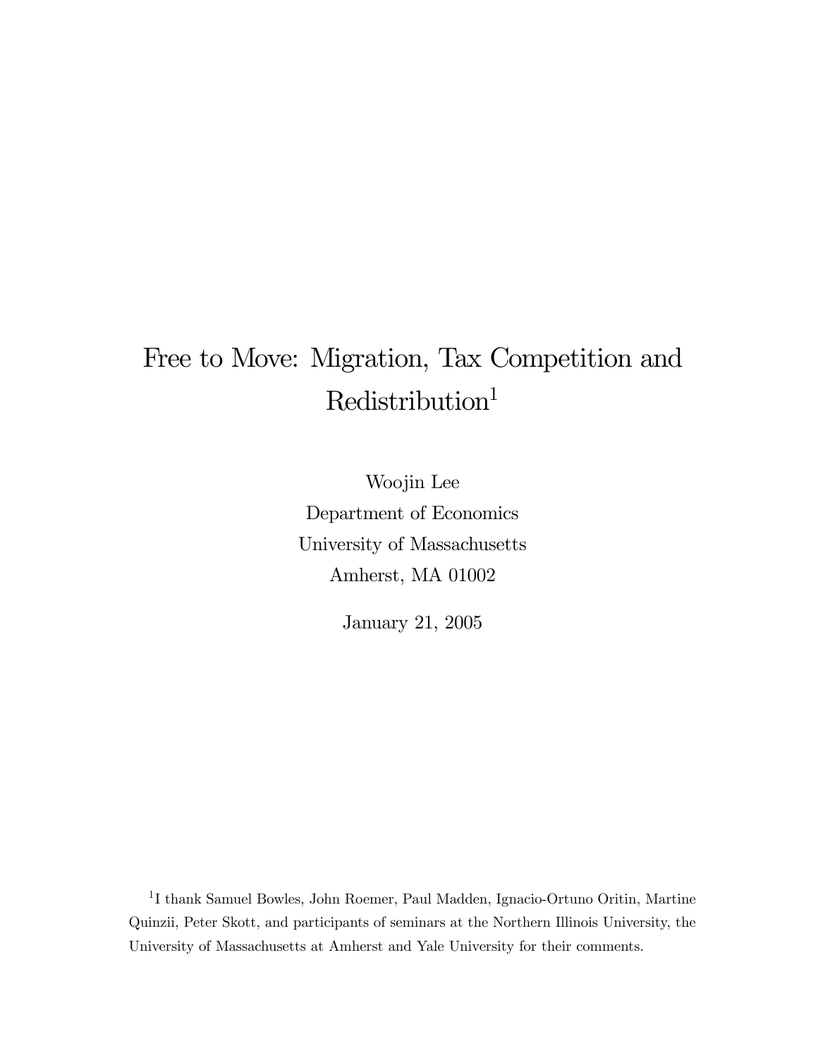# Free to Move: Migration, Tax Competition and Redistribution[1]

Woojin Lee
Department of Economics
University of Massachusetts
Amherst, MA 01002

January 21, 2005

[1] I thank Samuel Bowles, John Roemer, Paul Madden, Ignacio-Ortuno Oritin, Martine Quinzii, Peter Skott, and participants of seminars at the Northern Illinois University, the University of Massachusetts at Amherst and Yale University for their comments.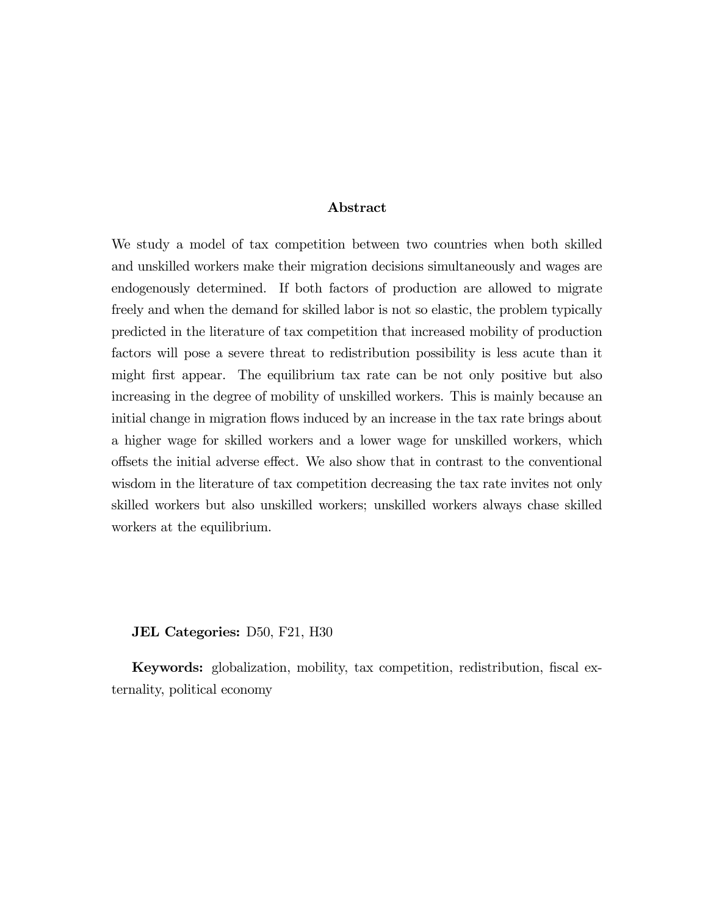## Abstract

We study a model of tax competition between two countries when both skilled and unskilled workers make their migration decisions simultaneously and wages are endogenously determined. If both factors of production are allowed to migrate freely and when the demand for skilled labor is not so elastic, the problem typically predicted in the literature of tax competition that increased mobility of production factors will pose a severe threat to redistribution possibility is less acute than it might first appear. The equilibrium tax rate can be not only positive but also increasing in the degree of mobility of unskilled workers. This is mainly because an initial change in migration flows induced by an increase in the tax rate brings about a higher wage for skilled workers and a lower wage for unskilled workers, which offsets the initial adverse effect. We also show that in contrast to the conventional wisdom in the literature of tax competition decreasing the tax rate invites not only skilled workers but also unskilled workers; unskilled workers always chase skilled workers at the equilibrium.

**JEL Categories:** D50, F21, H30

**Keywords:** globalization, mobility, tax competition, redistribution, fiscal externality, political economy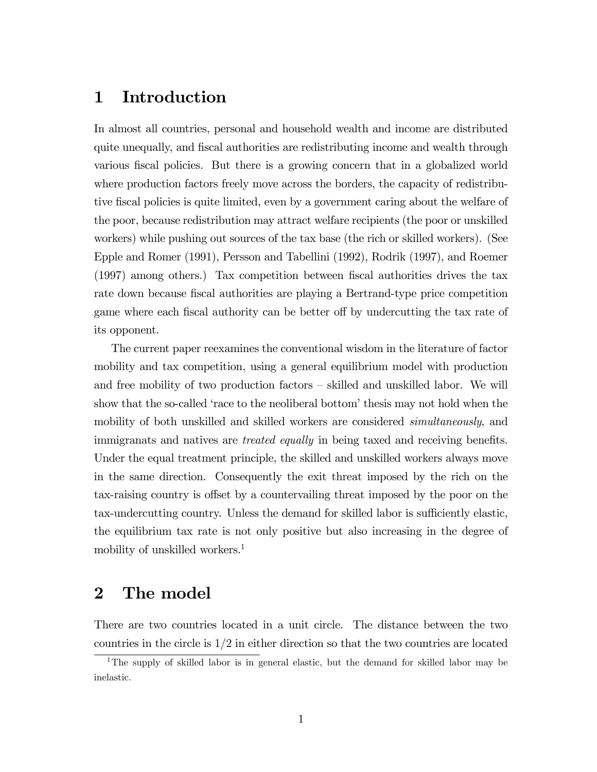# 1 Introduction

In almost all countries, personal and household wealth and income are distributed quite unequally, and fiscal authorities are redistributing income and wealth through various fiscal policies. But there is a growing concern that in a globalized world where production factors freely move across the borders, the capacity of redistributive fiscal policies is quite limited, even by a government caring about the welfare of the poor, because redistribution may attract welfare recipients (the poor or unskilled workers) while pushing out sources of the tax base (the rich or skilled workers). (See Epple and Romer (1991), Persson and Tabellini (1992), Rodrik (1997), and Roemer (1997) among others.) Tax competition between fiscal authorities drives the tax rate down because fiscal authorities are playing a Bertrand-type price competition game where each fiscal authority can be better off by undercutting the tax rate of its opponent.

The current paper reexamines the conventional wisdom in the literature of factor mobility and tax competition, using a general equilibrium model with production and free mobility of two production factors – skilled and unskilled labor. We will show that the so-called 'race to the neoliberal bottom' thesis may not hold when the mobility of both unskilled and skilled workers are considered *simultaneously*, and immigranats and natives are *treated equally* in being taxed and receiving benefits. Under the equal treatment principle, the skilled and unskilled workers always move in the same direction. Consequently the exit threat imposed by the rich on the tax-raising country is offset by a countervailing threat imposed by the poor on the tax-undercutting country. Unless the demand for skilled labor is sufficiently elastic, the equilibrium tax rate is not only positive but also increasing in the degree of mobility of unskilled workers.[1]

# 2 The model

There are two countries located in a unit circle. The distance between the two countries in the circle is $1/2$ in either direction so that the two countries are located

[1] The supply of skilled labor is in general elastic, but the demand for skilled labor may be inelastic.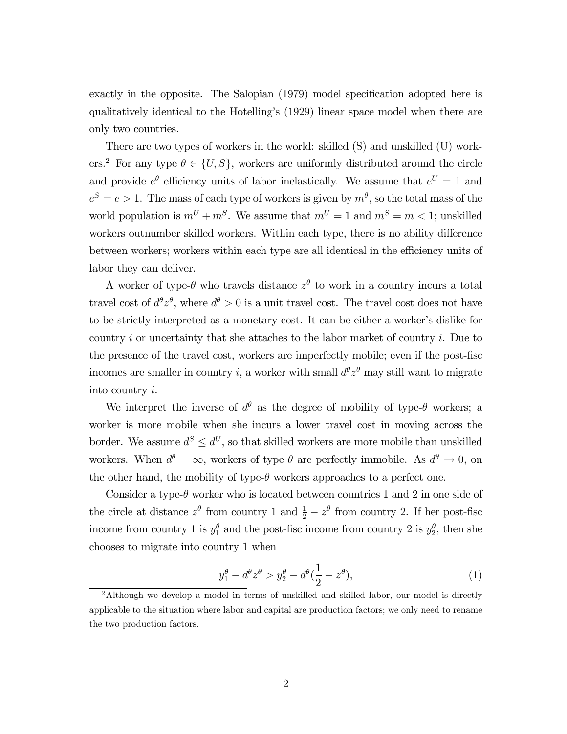exactly in the opposite. The Salopian (1979) model specification adopted here is qualitatively identical to the Hotelling's (1929) linear space model when there are only two countries.

There are two types of workers in the world: skilled (S) and unskilled (U) workers.[2] For any type $\theta \in \{U, S\}$, workers are uniformly distributed around the circle and provide $e^{\theta}$ efficiency units of labor inelastically. We assume that $e^U = 1$ and $e^S = e > 1$. The mass of each type of workers is given by $m^{\theta}$, so the total mass of the world population is $m^U + m^S$. We assume that $m^U = 1$ and $m^S = m < 1$; unskilled workers outnumber skilled workers. Within each type, there is no ability difference between workers; workers within each type are all identical in the efficiency units of labor they can deliver.

A worker of type-$\theta$ who travels distance $z^{\theta}$ to work in a country incurs a total travel cost of $d^{\theta} z^{\theta}$, where $d^{\theta} > 0$ is a unit travel cost. The travel cost does not have to be strictly interpreted as a monetary cost. It can be either a worker's dislike for country $i$ or uncertainty that she attaches to the labor market of country $i$. Due to the presence of the travel cost, workers are imperfectly mobile; even if the post-fisc incomes are smaller in country $i$, a worker with small $d^{\theta} z^{\theta}$ may still want to migrate into country $i$.

We interpret the inverse of $d^{\theta}$ as the degree of mobility of type-$\theta$ workers; a worker is more mobile when she incurs a lower travel cost in moving across the border. We assume $d^S \leq d^U$, so that skilled workers are more mobile than unskilled workers. When $d^{\theta} = \infty$, workers of type $\theta$ are perfectly immobile. As $d^{\theta} \to 0$, on the other hand, the mobility of type-$\theta$ workers approaches to a perfect one.

Consider a type-$\theta$ worker who is located between countries 1 and 2 in one side of the circle at distance $z^{\theta}$ from country 1 and $\frac{1}{2} - z^{\theta}$ from country 2. If her post-fisc income from country 1 is $y_1^{\theta}$ and the post-fisc income from country 2 is $y_2^{\theta}$, then she chooses to migrate into country 1 when

$$y_1^{\theta} - d^{\theta} z^{\theta} > y_2^{\theta} - d^{\theta}(\frac{1}{2} - z^{\theta}), \tag{1}$$

[2] Although we develop a model in terms of unskilled and skilled labor, our model is directly applicable to the situation where labor and capital are production factors; we only need to rename the two production factors.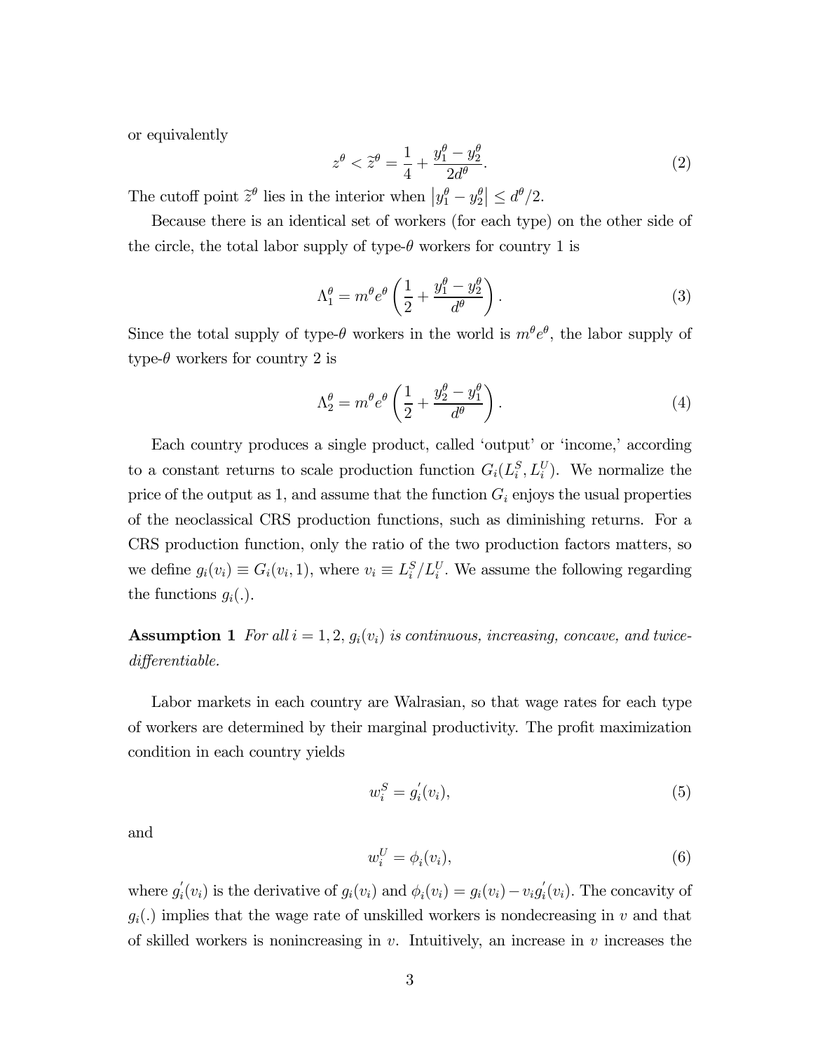or equivalently

$$z^{\theta} < \widetilde{z}^{\theta} = \frac{1}{4} + \frac{y_1^{\theta} - y_2^{\theta}}{2d^{\theta}}. \tag{2}$$

The cutoff point $\widetilde{z}^{\theta}$ lies in the interior when $\left|y_1^{\theta} - y_2^{\theta}\right| \leq d^{\theta}/2$.

Because there is an identical set of workers (for each type) on the other side of the circle, the total labor supply of type-$\theta$ workers for country 1 is

$$\Lambda_1^{\theta} = m^{\theta} e^{\theta} \left( \frac{1}{2} + \frac{y_1^{\theta} - y_2^{\theta}}{d^{\theta}} \right). \tag{3}$$

Since the total supply of type-$\theta$ workers in the world is $m^{\theta} e^{\theta}$, the labor supply of type-$\theta$ workers for country 2 is

$$\Lambda_2^{\theta} = m^{\theta} e^{\theta} \left( \frac{1}{2} + \frac{y_2^{\theta} - y_1^{\theta}}{d^{\theta}} \right). \tag{4}$$

Each country produces a single product, called 'output' or 'income,' according to a constant returns to scale production function $G_i(L_i^S, L_i^U)$. We normalize the price of the output as 1, and assume that the function $G_i$ enjoys the usual properties of the neoclassical CRS production functions, such as diminishing returns. For a CRS production function, only the ratio of the two production factors matters, so we define $g_i(v_i) \equiv G_i(v_i, 1)$, where $v_i \equiv L_i^S / L_i^U$. We assume the following regarding the functions $g_i(.)$.

**Assumption 1** *For all $i = 1, 2$, $g_i(v_i)$ is continuous, increasing, concave, and twice-differentiable.*

Labor markets in each country are Walrasian, so that wage rates for each type of workers are determined by their marginal productivity. The profit maximization condition in each country yields

$$w_i^S = g_i^{'}(v_i), \tag{5}$$

and

$$w_i^U = \phi_i(v_i), \tag{6}$$

where $g_i^{'}(v_i)$ is the derivative of $g_i(v_i)$ and $\phi_i(v_i) = g_i(v_i) - v_i g_i^{'}(v_i)$. The concavity of $g_i(.)$ implies that the wage rate of unskilled workers is nondecreasing in $v$ and that of skilled workers is nonincreasing in $v$. Intuitively, an increase in $v$ increases the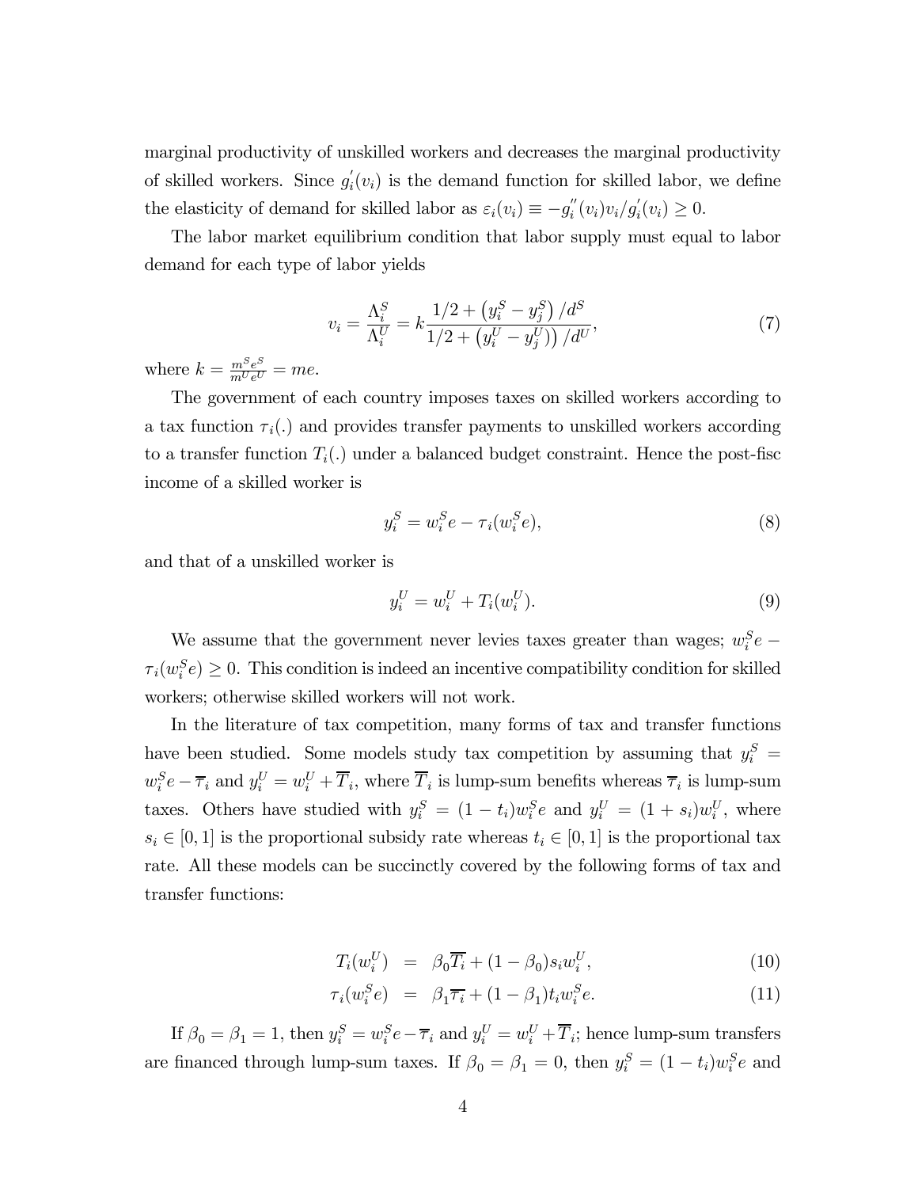marginal productivity of unskilled workers and decreases the marginal productivity of skilled workers. Since $g_i^{'}(v_i)$ is the demand function for skilled labor, we define the elasticity of demand for skilled labor as $\varepsilon_i(v_i) \equiv -g_i^{''}(v_i)v_i/g_i^{'}(v_i) \geq 0$.

The labor market equilibrium condition that labor supply must equal to labor demand for each type of labor yields

$$v_i = \frac{\Lambda_i^S}{\Lambda_i^U} = k\frac{1/2 + \left(y_i^S - y_j^S\right)/d^S}{1/2 + \left(y_i^U - y_j^U\right)\big)/d^U}, \tag{7}$$

where $k = \frac{m^S e^S}{m^U e^U} = me$.

The government of each country imposes taxes on skilled workers according to a tax function $\tau_i(.)$ and provides transfer payments to unskilled workers according to a transfer function $T_i(.)$ under a balanced budget constraint. Hence the post-fisc income of a skilled worker is

$$y_i^S = w_i^S e - \tau_i(w_i^S e), \tag{8}$$

and that of a unskilled worker is

$$y_i^U = w_i^U + T_i(w_i^U). \tag{9}$$

We assume that the government never levies taxes greater than wages; $w_i^S e - \tau_i(w_i^S e) \geq 0$. This condition is indeed an incentive compatibility condition for skilled workers; otherwise skilled workers will not work.

In the literature of tax competition, many forms of tax and transfer functions have been studied. Some models study tax competition by assuming that $y_i^S = w_i^S e - \overline{\tau}_i$ and $y_i^U = w_i^U + \overline{T}_i$, where $\overline{T}_i$ is lump-sum benefits whereas $\overline{\tau}_i$ is lump-sum taxes. Others have studied with $y_i^S = (1 - t_i)w_i^S e$ and $y_i^U = (1 + s_i)w_i^U$, where $s_i \in [0, 1]$ is the proportional subsidy rate whereas $t_i \in [0, 1]$ is the proportional tax rate. All these models can be succinctly covered by the following forms of tax and transfer functions:

$$T_i(w_i^U) = \beta_0 \overline{T_i} + (1 - \beta_0)s_i w_i^U, \tag{10}$$

$$\tau_i(w_i^S e) = \beta_1 \overline{\tau_i} + (1 - \beta_1)t_i w_i^S e. \tag{11}$$

If $\beta_0 = \beta_1 = 1$, then $y_i^S = w_i^S e - \overline{\tau}_i$ and $y_i^U = w_i^U + \overline{T}_i$; hence lump-sum transfers are financed through lump-sum taxes. If $\beta_0 = \beta_1 = 0$, then $y_i^S = (1 - t_i)w_i^S e$ and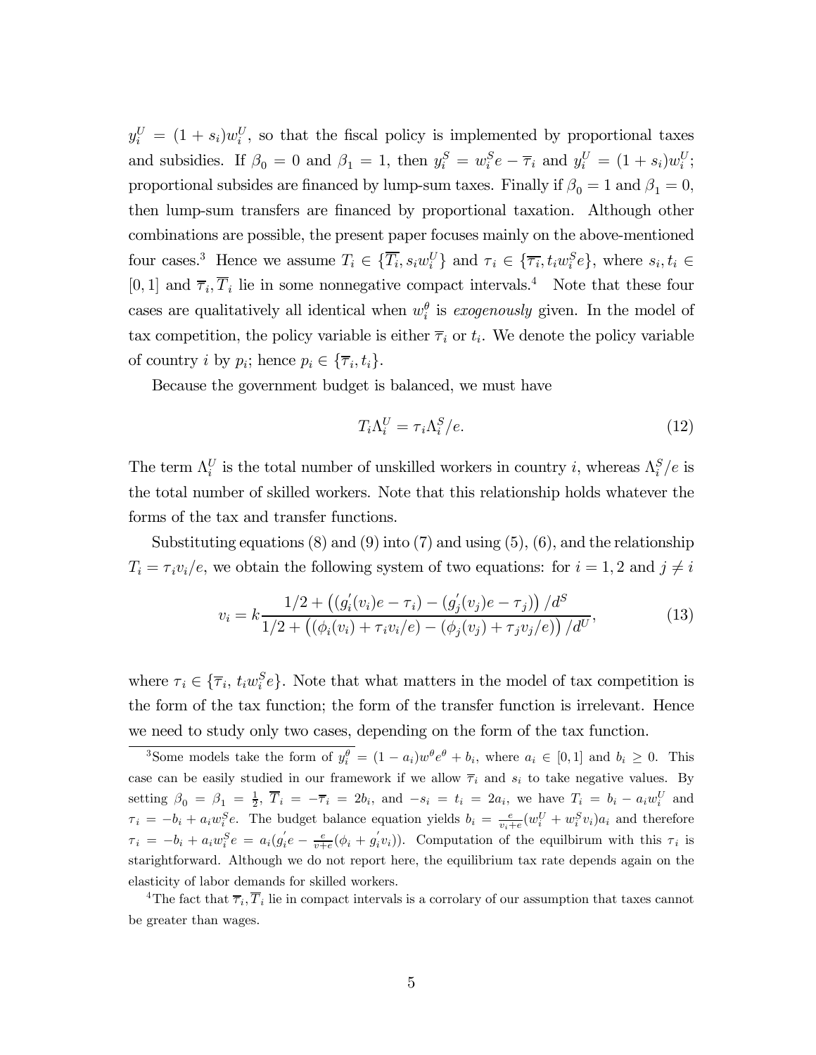$y_i^U = (1+s_i)w_i^U$, so that the fiscal policy is implemented by proportional taxes and subsidies. If $\beta_0 = 0$ and $\beta_1 = 1$, then $y_i^S = w_i^S e - \overline{\tau}_i$ and $y_i^U = (1+s_i)w_i^U$; proportional subsides are financed by lump-sum taxes. Finally if $\beta_0 = 1$ and $\beta_1 = 0$, then lump-sum transfers are financed by proportional taxation. Although other combinations are possible, the present paper focuses mainly on the above-mentioned four cases.[3] Hence we assume $T_i \in \{\overline{T_i}, s_i w_i^U\}$ and $\tau_i \in \{\overline{\tau_i}, t_i w_i^S e\}$, where $s_i, t_i \in [0,1]$ and $\overline{\tau}_i, \overline{T}_i$ lie in some nonnegative compact intervals.[4] Note that these four cases are qualitatively all identical when $w_i^\theta$ is *exogenously* given. In the model of tax competition, the policy variable is either $\overline{\tau}_i$ or $t_i$. We denote the policy variable of country $i$ by $p_i$; hence $p_i \in \{\overline{\tau}_i, t_i\}$.

Because the government budget is balanced, we must have

$$T_i \Lambda_i^U = \tau_i \Lambda_i^S / e. \tag{12}$$

The term $\Lambda_i^U$ is the total number of unskilled workers in country $i$, whereas $\Lambda_i^S/e$ is the total number of skilled workers. Note that this relationship holds whatever the forms of the tax and transfer functions.

Substituting equations (8) and (9) into (7) and using (5), (6), and the relationship $T_i = \tau_i v_i / e$, we obtain the following system of two equations: for $i = 1, 2$ and $j \neq i$

$$v_i = k \frac{1/2 + \left( (g_i'(v_i)e - \tau_i) - (g_j'(v_j)e - \tau_j) \right) / d^S}{1/2 + \left( (\phi_i(v_i) + \tau_i v_i / e) - (\phi_j(v_j) + \tau_j v_j / e) \right) / d^U}, \tag{13}$$

where $\tau_i \in \{\overline{\tau}_i, \, t_i w_i^S e\}$. Note that what matters in the model of tax competition is the form of the tax function; the form of the transfer function is irrelevant. Hence we need to study only two cases, depending on the form of the tax function.

---

[3] Some models take the form of $y_i^\theta = (1-a_i)w^\theta e^\theta + b_i$, where $a_i \in [0,1]$ and $b_i \geq 0$. This case can be easily studied in our framework if we allow $\overline{\tau}_i$ and $s_i$ to take negative values. By setting $\beta_0 = \beta_1 = \frac{1}{2}$, $\overline{T}_i = -\overline{\tau}_i = 2b_i$, and $-s_i = t_i = 2a_i$, we have $T_i = b_i - a_i w_i^U$ and $\tau_i = -b_i + a_i w_i^S e$. The budget balance equation yields $b_i = \frac{e}{v_i + e}(w_i^U + w_i^S v_i)a_i$ and therefore $\tau_i = -b_i + a_i w_i^S e = a_i(g_i' e - \frac{e}{v+e}(\phi_i + g_i' v_i))$. Computation of the equilibrum with this $\tau_i$ is starightforward. Although we do not report here, the equilibrium tax rate depends again on the elasticity of labor demands for skilled workers.

[4] The fact that $\overline{\tau}_i, \overline{T}_i$ lie in compact intervals is a corrolary of our assumption that taxes cannot be greater than wages.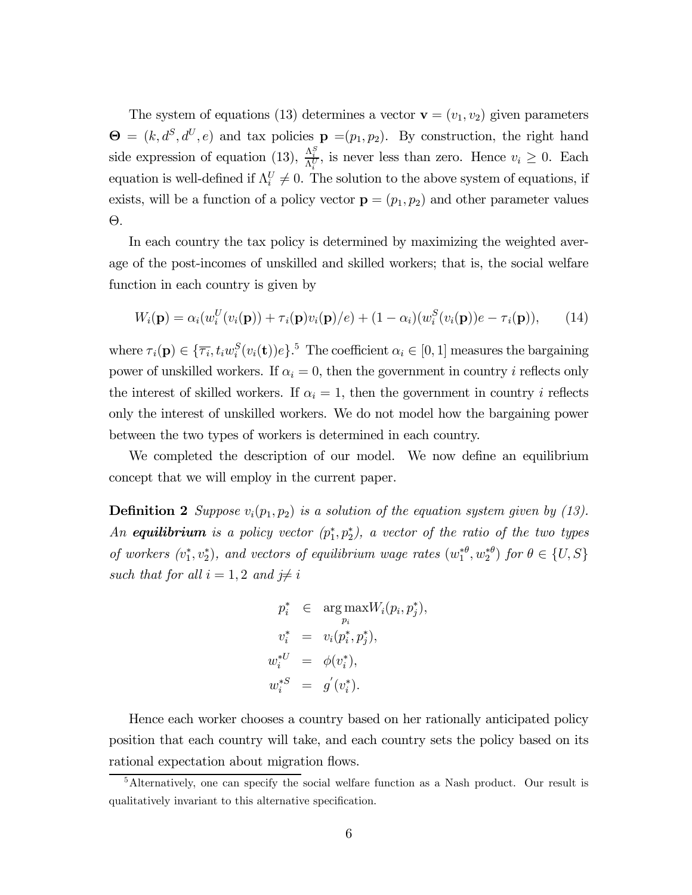The system of equations (13) determines a vector $\mathbf{v} = (v_1, v_2)$ given parameters $\mathbf{\Theta} = (k, d^S, d^U, e)$ and tax policies $\mathbf{p} = (p_1, p_2)$. By construction, the right hand side expression of equation (13), $\frac{\Lambda_i^S}{\Lambda_i^U}$, is never less than zero. Hence $v_i \geq 0$. Each equation is well-defined if $\Lambda_i^U \neq 0$. The solution to the above system of equations, if exists, will be a function of a policy vector $\mathbf{p} = (p_1, p_2)$ and other parameter values $\Theta$.

In each country the tax policy is determined by maximizing the weighted average of the post-incomes of unskilled and skilled workers; that is, the social welfare function in each country is given by

$$W_i(\mathbf{p}) = \alpha_i(w_i^U(v_i(\mathbf{p})) + \tau_i(\mathbf{p})v_i(\mathbf{p})/e) + (1 - \alpha_i)(w_i^S(v_i(\mathbf{p}))e - \tau_i(\mathbf{p})), \tag{14}$$

where $\tau_i(\mathbf{p}) \in \{\overline{\tau_i}, t_i w_i^S(v_i(\mathbf{t}))e\}$.[5] The coefficient $\alpha_i \in [0, 1]$ measures the bargaining power of unskilled workers. If $\alpha_i = 0$, then the government in country $i$ reflects only the interest of skilled workers. If $\alpha_i = 1$, then the government in country $i$ reflects only the interest of unskilled workers. We do not model how the bargaining power between the two types of workers is determined in each country.

We completed the description of our model. We now define an equilibrium concept that we will employ in the current paper.

**Definition 2** *Suppose $v_i(p_1, p_2)$ is a solution of the equation system given by (13). An **equilibrium** is a policy vector $(p_1^*, p_2^*)$, a vector of the ratio of the two types of workers $(v_1^*, v_2^*)$, and vectors of equilibrium wage rates $(w_1^{*\theta}, w_2^{*\theta})$ for $\theta \in \{U, S\}$ such that for all $i = 1, 2$ and $j \neq i$*

$$\begin{aligned}
p_i^* &\in \arg\max_{p_i} W_i(p_i, p_j^*), \\
v_i^* &= v_i(p_i^*, p_j^*), \\
w_i^{*U} &= \phi(v_i^*), \\
w_i^{*S} &= g'(v_i^*).
\end{aligned}$$

Hence each worker chooses a country based on her rationally anticipated policy position that each country will take, and each country sets the policy based on its rational expectation about migration flows.

[5] Alternatively, one can specify the social welfare function as a Nash product. Our result is qualitatively invariant to this alternative specification.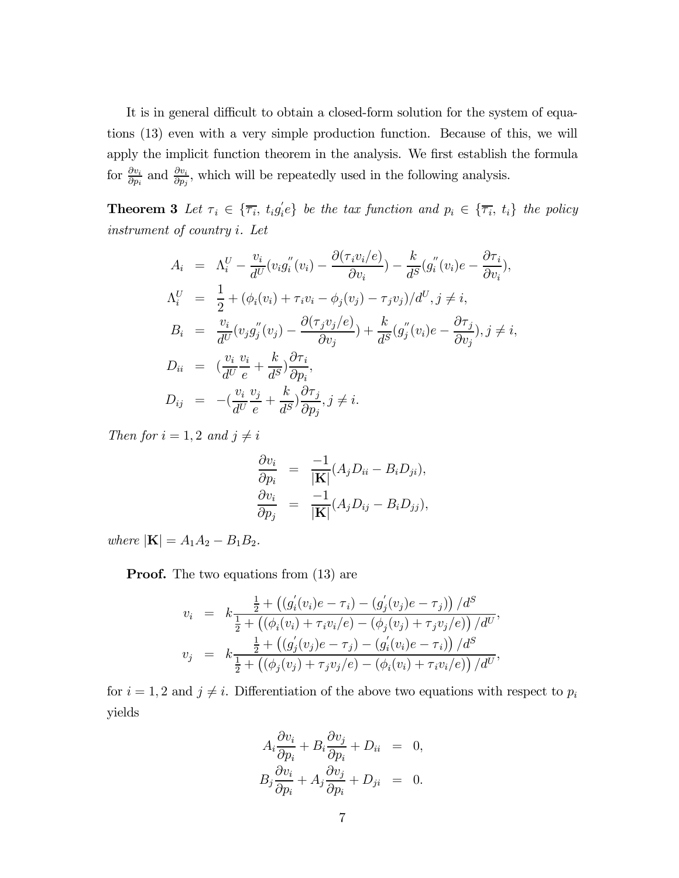It is in general difficult to obtain a closed-form solution for the system of equations (13) even with a very simple production function. Because of this, we will apply the implicit function theorem in the analysis. We first establish the formula for $\frac{\partial v_i}{\partial p_i}$ and $\frac{\partial v_i}{\partial p_j}$, which will be repeatedly used in the following analysis.

**Theorem 3** *Let $\tau_i \in \{\overline{\tau_i},\ t_i g_i^{'} e\}$ be the tax function and $p_i \in \{\overline{\tau_i},\ t_i\}$ the policy instrument of country $i$. Let*

$$
\begin{aligned}
A_i &= \Lambda_i^U - \frac{v_i}{d^U}(v_i g_i^{''}(v_i) - \frac{\partial(\tau_i v_i/e)}{\partial v_i}) - \frac{k}{d^S}(g_i^{''}(v_i)e - \frac{\partial \tau_i}{\partial v_i}), \\
\Lambda_i^U &= \frac{1}{2} + (\phi_i(v_i) + \tau_i v_i - \phi_j(v_j) - \tau_j v_j)/d^U, j \neq i, \\
B_i &= \frac{v_i}{d^U}(v_j g_j^{''}(v_j) - \frac{\partial(\tau_j v_j/e)}{\partial v_j}) + \frac{k}{d^S}(g_j^{''}(v_i)e - \frac{\partial \tau_j}{\partial v_j}), j \neq i, \\
D_{ii} &= (\frac{v_i}{d^U}\frac{v_i}{e} + \frac{k}{d^S})\frac{\partial \tau_i}{\partial p_i}, \\
D_{ij} &= -(\frac{v_i}{d^U}\frac{v_j}{e} + \frac{k}{d^S})\frac{\partial \tau_j}{\partial p_j}, j \neq i.
\end{aligned}
$$

*Then for $i = 1, 2$ and $j \neq i$*

$$
\begin{aligned}
\frac{\partial v_i}{\partial p_i} &= \frac{-1}{|\mathbf{K}|}(A_j D_{ii} - B_i D_{ji}), \\
\frac{\partial v_i}{\partial p_j} &= \frac{-1}{|\mathbf{K}|}(A_j D_{ij} - B_i D_{jj}),
\end{aligned}
$$

*where $|\mathbf{K}| = A_1 A_2 - B_1 B_2$.*

**Proof.** The two equations from (13) are

$$
\begin{aligned}
v_i &= k \frac{\frac{1}{2} + \left((g_i^{'}(v_i)e - \tau_i) - (g_j^{'}(v_j)e - \tau_j)\right)/d^S}{\frac{1}{2} + \left((\phi_i(v_i) + \tau_i v_i/e) - (\phi_j(v_j) + \tau_j v_j/e)\right)/d^U}, \\
v_j &= k \frac{\frac{1}{2} + \left((g_j^{'}(v_j)e - \tau_j) - (g_i^{'}(v_i)e - \tau_i)\right)/d^S}{\frac{1}{2} + \left((\phi_j(v_j) + \tau_j v_j/e) - (\phi_i(v_i) + \tau_i v_i/e)\right)/d^U},
\end{aligned}
$$

for $i = 1, 2$ and $j \neq i$. Differentiation of the above two equations with respect to $p_i$ yields

$$
\begin{aligned}
A_i \frac{\partial v_i}{\partial p_i} + B_i \frac{\partial v_j}{\partial p_i} + D_{ii} &= 0, \\
B_j \frac{\partial v_i}{\partial p_i} + A_j \frac{\partial v_j}{\partial p_i} + D_{ji} &= 0.
\end{aligned}
$$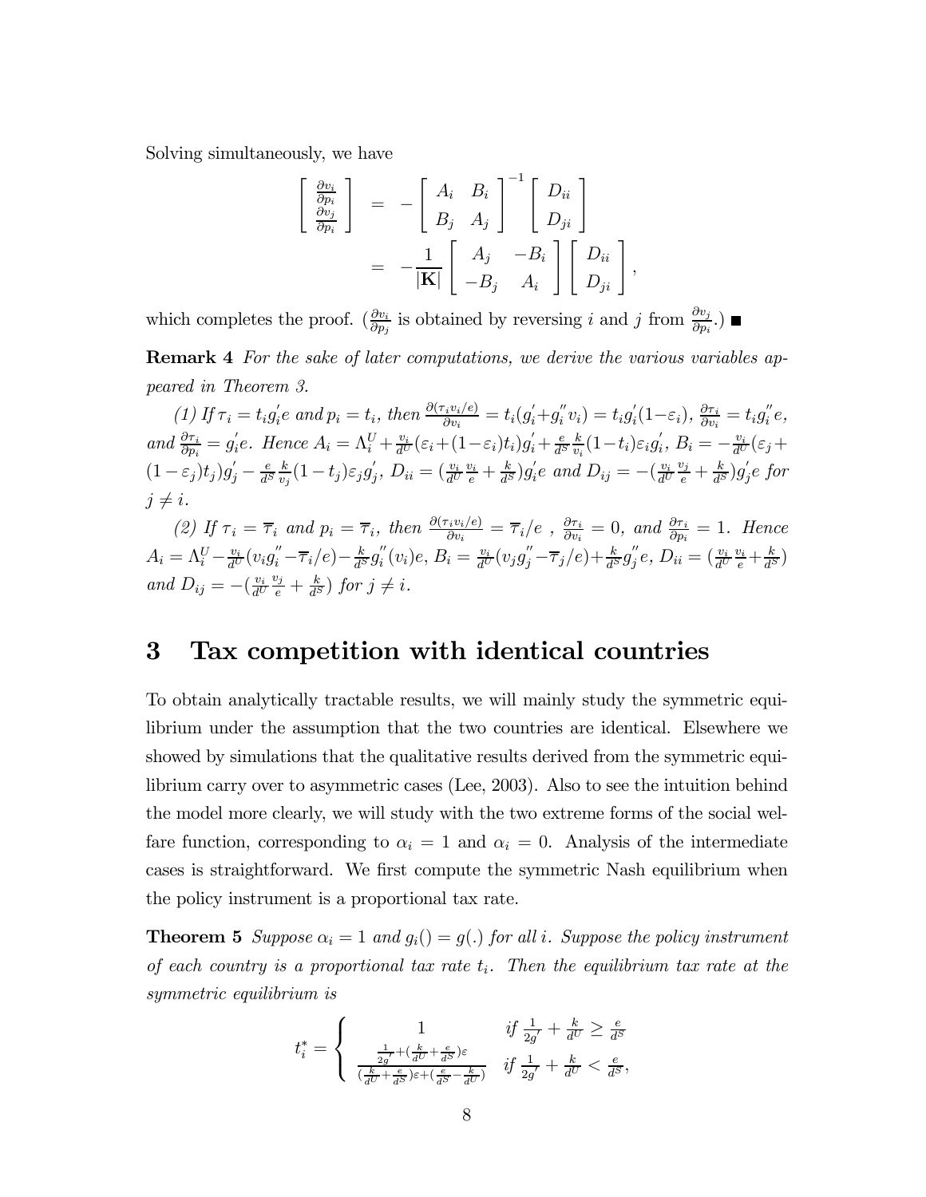Solving simultaneously, we have

$$
\begin{aligned}
\begin{bmatrix} \frac{\partial v_i}{\partial p_i} \\ \frac{\partial v_j}{\partial p_i} \end{bmatrix} &= -\begin{bmatrix} A_i & B_i \\ B_j & A_j \end{bmatrix}^{-1} \begin{bmatrix} D_{ii} \\ D_{ji} \end{bmatrix} \\
&= -\frac{1}{|\mathbf{K}|} \begin{bmatrix} A_j & -B_i \\ -B_j & A_i \end{bmatrix} \begin{bmatrix} D_{ii} \\ D_{ji} \end{bmatrix},
\end{aligned}
$$

which completes the proof. ($\frac{\partial v_i}{\partial p_j}$ is obtained by reversing $i$ and $j$ from $\frac{\partial v_j}{\partial p_i}$.) ■

**Remark 4** *For the sake of later computations, we derive the various variables appeared in Theorem 3.*

*(1) If $\tau_i = t_i g_i^{'} e$ and $p_i = t_i$, then $\frac{\partial(\tau_i v_i/e)}{\partial v_i} = t_i(g_i^{'} + g_i^{''} v_i) = t_i g_i^{'}(1-\varepsilon_i)$, $\frac{\partial \tau_i}{\partial v_i} = t_i g_i^{''} e$, and $\frac{\partial \tau_i}{\partial p_i} = g_i^{'} e$. Hence $A_i = \Lambda_i^U + \frac{v_i}{d^U}(\varepsilon_i + (1-\varepsilon_i)t_i)g_i^{'} + \frac{e}{d^S}\frac{k}{v_i}(1-t_i)\varepsilon_i g_i^{'}$, $B_i = -\frac{v_i}{d^U}(\varepsilon_j + (1-\varepsilon_j)t_j)g_j^{'} - \frac{e}{d^S}\frac{k}{v_j}(1-t_j)\varepsilon_j g_j^{'}$, $D_{ii} = (\frac{v_i}{d^U}\frac{v_i}{e} + \frac{k}{d^S})g_i^{'} e$ and $D_{ij} = -(\frac{v_i}{d^U}\frac{v_j}{e} + \frac{k}{d^S})g_j^{'} e$ for $j \neq i$.*

*(2) If $\tau_i = \overline{\tau}_i$ and $p_i = \overline{\tau}_i$, then $\frac{\partial(\tau_i v_i/e)}{\partial v_i} = \overline{\tau}_i/e$ , $\frac{\partial \tau_i}{\partial v_i} = 0$, and $\frac{\partial \tau_i}{\partial p_i} = 1$. Hence $A_i = \Lambda_i^U - \frac{v_i}{d^U}(v_i g_i^{''} - \overline{\tau}_i/e) - \frac{k}{d^S} g_i^{''}(v_i)e$, $B_i = \frac{v_i}{d^U}(v_j g_j^{''} - \overline{\tau}_j/e) + \frac{k}{d^S} g_j^{''} e$, $D_{ii} = (\frac{v_i}{d^U}\frac{v_i}{e} + \frac{k}{d^S})$ and $D_{ij} = -(\frac{v_i}{d^U}\frac{v_j}{e} + \frac{k}{d^S})$ for $j \neq i$.*

# 3 Tax competition with identical countries

To obtain analytically tractable results, we will mainly study the symmetric equilibrium under the assumption that the two countries are identical. Elsewhere we showed by simulations that the qualitative results derived from the symmetric equilibrium carry over to asymmetric cases (Lee, 2003). Also to see the intuition behind the model more clearly, we will study with the two extreme forms of the social welfare function, corresponding to $\alpha_i = 1$ and $\alpha_i = 0$. Analysis of the intermediate cases is straightforward. We first compute the symmetric Nash equilibrium when the policy instrument is a proportional tax rate.

**Theorem 5** *Suppose $\alpha_i = 1$ and $g_i() = g(.)$ for all $i$. Suppose the policy instrument of each country is a proportional tax rate $t_i$. Then the equilibrium tax rate at the symmetric equilibrium is*

$$
t_i^* = \begin{cases} 1 & \text{if } \frac{1}{2g'} + \frac{k}{d^U} \geq \frac{e}{d^S} \\ \frac{\frac{1}{2g'} + (\frac{k}{d^U} + \frac{e}{d^S})\varepsilon}{(\frac{k}{d^U} + \frac{e}{d^S})\varepsilon + (\frac{e}{d^S} - \frac{k}{d^U})} & \text{if } \frac{1}{2g'} + \frac{k}{d^U} < \frac{e}{d^S}, \end{cases}
$$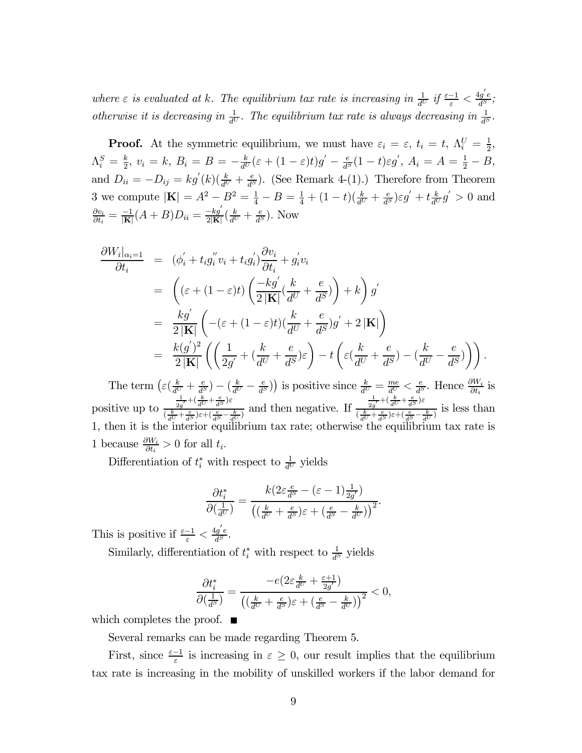*where $\varepsilon$ is evaluated at $k$. The equilibrium tax rate is increasing in $\frac{1}{d^U}$ if $\frac{\varepsilon-1}{\varepsilon} < \frac{4g' e}{d^S}$; otherwise it is decreasing in $\frac{1}{d^U}$. The equilibrium tax rate is always decreasing in $\frac{1}{d^S}$.*

**Proof.** At the symmetric equilibrium, we must have $\varepsilon_i = \varepsilon$, $t_i = t$, $\Lambda_i^U = \frac{1}{2}$, $\Lambda_i^S = \frac{k}{2}$, $v_i = k$, $B_i = B = -\frac{k}{d^U}(\varepsilon + (1-\varepsilon)t)g' - \frac{e}{d^S}(1-t)\varepsilon g'$, $A_i = A = \frac{1}{2} - B$, and $D_{ii} = -D_{ij} = kg'(k)(\frac{k}{d^U} + \frac{e}{d^S})$. (See Remark 4-(1).) Therefore from Theorem 3 we compute $|\mathbf{K}| = A^2 - B^2 = \frac{1}{4} - B = \frac{1}{4} + (1-t)(\frac{k}{d^U} + \frac{e}{d^S})\varepsilon g' + t\frac{k}{d^U}g' > 0$ and $\frac{\partial v_i}{\partial t_i} = \frac{-1}{|\mathbf{K}|}(A+B)D_{ii} = \frac{-kg'}{2|\mathbf{K}|}(\frac{k}{d^U} + \frac{e}{d^S})$. Now

$$
\begin{aligned}
\frac{\partial W_i|_{\alpha_i=1}}{\partial t_i} &= (\phi_i' + t_i g_i'' v_i + t_i g_i')\frac{\partial v_i}{\partial t_i} + g_i' v_i \\
&= \left( (\varepsilon + (1-\varepsilon)t)\left( \frac{-kg'}{2|\mathbf{K}|}(\frac{k}{d^U} + \frac{e}{d^S}) \right) + k \right) g' \\
&= \frac{kg'}{2|\mathbf{K}|}\left( -(\varepsilon + (1-\varepsilon)t)(\frac{k}{d^U} + \frac{e}{d^S})g' + 2|\mathbf{K}| \right) \\
&= \frac{k(g')^2}{2|\mathbf{K}|}\left( \left( \frac{1}{2g'} + (\frac{k}{d^U} + \frac{e}{d^S})\varepsilon \right) - t\left( \varepsilon(\frac{k}{d^U} + \frac{e}{d^S}) - (\frac{k}{d^U} - \frac{e}{d^S}) \right) \right).
\end{aligned}
$$

The term $\left(\varepsilon(\frac{k}{d^U} + \frac{e}{d^S}) - (\frac{k}{d^U} - \frac{e}{d^S})\right)$ is positive since $\frac{k}{d^U} = \frac{me}{d^U} < \frac{e}{d^S}$. Hence $\frac{\partial W_i}{\partial t_i}$ is positive up to $\frac{\frac{1}{2g'} + (\frac{k}{d^U} + \frac{e}{d^S})\varepsilon}{(\frac{k}{d^U} + \frac{e}{d^S})\varepsilon + (\frac{e}{d^S} - \frac{k}{d^U})}$ and then negative. If $\frac{\frac{1}{2g'} + (\frac{k}{d^U} + \frac{e}{d^S})\varepsilon}{(\frac{k}{d^U} + \frac{e}{d^S})\varepsilon + (\frac{e}{d^S} - \frac{k}{d^U})}$ is less than 1, then it is the interior equilibrium tax rate; otherwise the equilibrium tax rate is 1 because $\frac{\partial W_i}{\partial t_i} > 0$ for all $t_i$.

Differentiation of $t_i^*$ with respect to $\frac{1}{d^U}$ yields

$$
\frac{\partial t_i^*}{\partial(\frac{1}{d^U})} = \frac{k(2\varepsilon\frac{e}{d^S} - (\varepsilon-1)\frac{1}{2g'})}{\left((\frac{k}{d^U} + \frac{e}{d^S})\varepsilon + (\frac{e}{d^S} - \frac{k}{d^U})\right)^2}.
$$

This is positive if $\frac{\varepsilon-1}{\varepsilon} < \frac{4g' e}{d^S}$.

Similarly, differentiation of $t_i^*$ with respect to $\frac{1}{d^S}$ yields

$$
\frac{\partial t_i^*}{\partial(\frac{1}{d^S})} = \frac{-e(2\varepsilon\frac{k}{d^U} + \frac{\varepsilon+1}{2g'})}{\left((\frac{k}{d^U} + \frac{e}{d^S})\varepsilon + (\frac{e}{d^S} - \frac{k}{d^U})\right)^2} < 0,
$$

which completes the proof. ■

Several remarks can be made regarding Theorem 5.

First, since $\frac{\varepsilon-1}{\varepsilon}$ is increasing in $\varepsilon \geq 0$, our result implies that the equilibrium tax rate is increasing in the mobility of unskilled workers if the labor demand for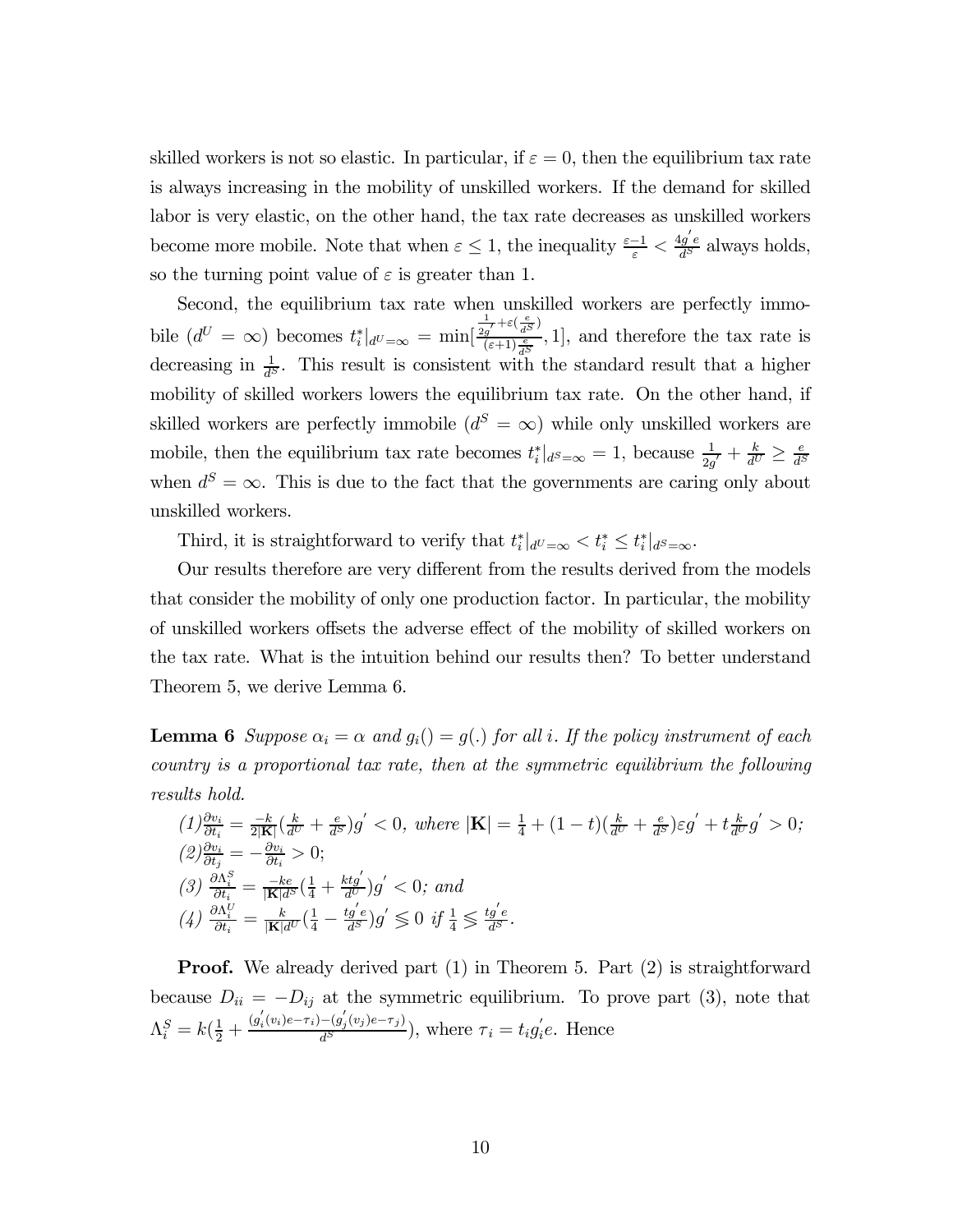skilled workers is not so elastic. In particular, if $\varepsilon = 0$, then the equilibrium tax rate is always increasing in the mobility of unskilled workers. If the demand for skilled labor is very elastic, on the other hand, the tax rate decreases as unskilled workers become more mobile. Note that when $\varepsilon \leq 1$, the inequality $\frac{\varepsilon - 1}{\varepsilon} < \frac{4g'e}{d^S}$ always holds, so the turning point value of $\varepsilon$ is greater than 1.

Second, the equilibrium tax rate when unskilled workers are perfectly immobile ($d^U = \infty$) becomes $t_i^*|_{d^U=\infty} = \min[\frac{\frac{1}{2g'} + \varepsilon(\frac{e}{d^S})}{(\varepsilon+1)\frac{e}{d^S}}, 1]$, and therefore the tax rate is decreasing in $\frac{1}{d^S}$. This result is consistent with the standard result that a higher mobility of skilled workers lowers the equilibrium tax rate. On the other hand, if skilled workers are perfectly immobile ($d^S = \infty$) while only unskilled workers are mobile, then the equilibrium tax rate becomes $t_i^*|_{d^S=\infty} = 1$, because $\frac{1}{2g'} + \frac{k}{d^U} \geq \frac{e}{d^S}$ when $d^S = \infty$. This is due to the fact that the governments are caring only about unskilled workers.

Third, it is straightforward to verify that $t_i^*|_{d^U=\infty} < t_i^* \leq t_i^*|_{d^S=\infty}$.

Our results therefore are very different from the results derived from the models that consider the mobility of only one production factor. In particular, the mobility of unskilled workers offsets the adverse effect of the mobility of skilled workers on the tax rate. What is the intuition behind our results then? To better understand Theorem 5, we derive Lemma 6.

**Lemma 6** *Suppose $\alpha_i = \alpha$ and $g_i() = g(.)$ for all $i$. If the policy instrument of each country is a proportional tax rate, then at the symmetric equilibrium the following results hold.*

*(1)* $\frac{\partial v_i}{\partial t_i} = \frac{-k}{2|\mathbf{K}|}(\frac{k}{d^U} + \frac{e}{d^S})g' < 0$, *where* $|\mathbf{K}| = \frac{1}{4} + (1-t)(\frac{k}{d^U} + \frac{e}{d^S})\varepsilon g' + t\frac{k}{d^U}g' > 0$;
*(2)* $\frac{\partial v_i}{\partial t_j} = -\frac{\partial v_i}{\partial t_i} > 0$;
*(3)* $\frac{\partial \Lambda_i^S}{\partial t_i} = \frac{-ke}{|\mathbf{K}|d^S}(\frac{1}{4} + \frac{ktg'}{d^U})g' < 0$; *and*
*(4)* $\frac{\partial \Lambda_i^U}{\partial t_i} = \frac{k}{|\mathbf{K}|d^U}(\frac{1}{4} - \frac{tg'e}{d^S})g' \lesseqgtr 0$ *if* $\frac{1}{4} \lesseqgtr \frac{tg'e}{d^S}$.

**Proof.** We already derived part (1) in Theorem 5. Part (2) is straightforward because $D_{ii} = -D_{ij}$ at the symmetric equilibrium. To prove part (3), note that $\Lambda_i^S = k(\frac{1}{2} + \frac{(g_i'(v_i)e - \tau_i) - (g_j'(v_j)e - \tau_j)}{d^S})$, where $\tau_i = t_i g_i' e$. Hence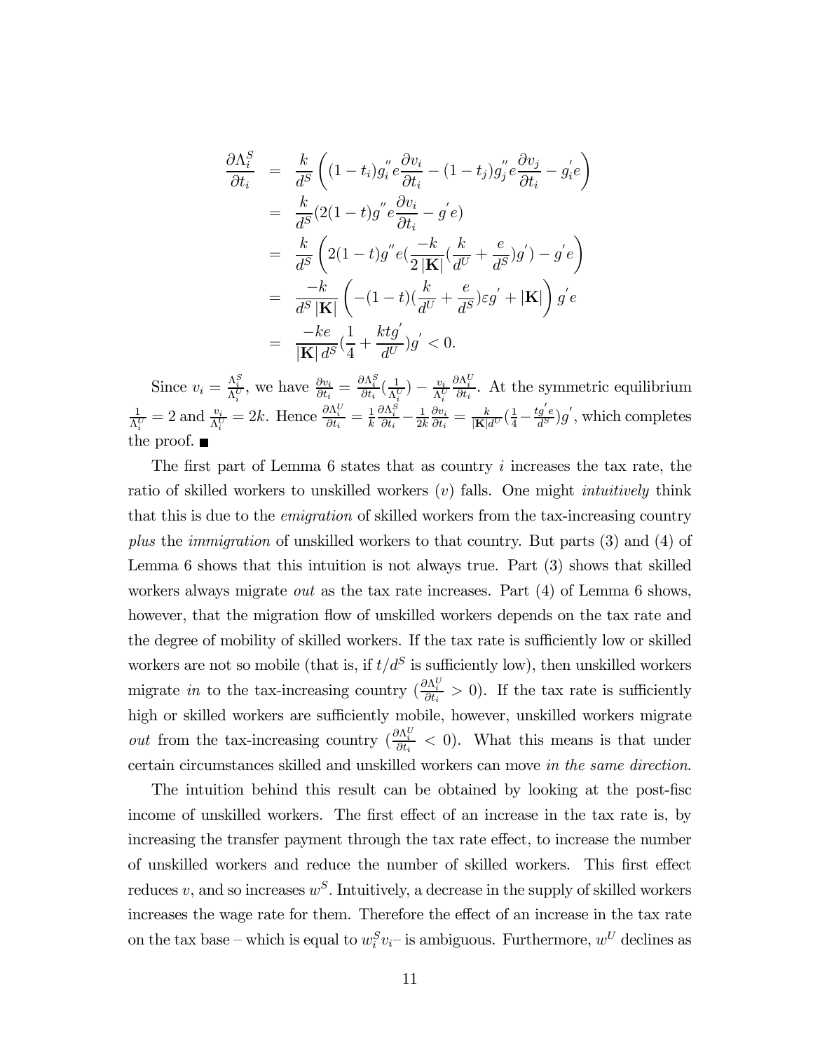$$
\begin{aligned}
\frac{\partial \Lambda_i^S}{\partial t_i} &= \frac{k}{d^S}\left((1-t_i)g_i^{''}e\frac{\partial v_i}{\partial t_i} - (1-t_j)g_j^{''}e\frac{\partial v_j}{\partial t_i} - g_i^{'}e\right) \\
&= \frac{k}{d^S}(2(1-t)g^{''}e\frac{\partial v_i}{\partial t_i} - g^{'}e) \\
&= \frac{k}{d^S}\left(2(1-t)g^{''}e(\frac{-k}{2\left|\mathbf{K}\right|}(\frac{k}{d^U}+\frac{e}{d^S})g^{'}) - g^{'}e\right) \\
&= \frac{-k}{d^S\left|\mathbf{K}\right|}\left(-(1-t)(\frac{k}{d^U}+\frac{e}{d^S})\varepsilon g^{'} + \left|\mathbf{K}\right|\right)g^{'}e \\
&= \frac{-ke}{\left|\mathbf{K}\right|d^S}(\frac{1}{4}+\frac{ktg^{'}}{d^U})g^{'} < 0.
\end{aligned}
$$

Since $v_i = \frac{\Lambda_i^S}{\Lambda_i^U}$, we have $\frac{\partial v_i}{\partial t_i} = \frac{\partial \Lambda_i^S}{\partial t_i}(\frac{1}{\Lambda_i^U}) - \frac{v_i}{\Lambda_i^U}\frac{\partial \Lambda_i^U}{\partial t_i}$. At the symmetric equilibrium $\frac{1}{\Lambda_i^U} = 2$ and $\frac{v_i}{\Lambda_i^U} = 2k$. Hence $\frac{\partial \Lambda_i^U}{\partial t_i} = \frac{1}{k}\frac{\partial \Lambda_i^S}{\partial t_i} - \frac{1}{2k}\frac{\partial v_i}{\partial t_i} = \frac{k}{\left|\mathbf{K}\right|d^U}(\frac{1}{4} - \frac{tg^{'}e}{d^S})g^{'}$, which completes the proof. ■

The first part of Lemma 6 states that as country $i$ increases the tax rate, the ratio of skilled workers to unskilled workers ($v$) falls. One might *intuitively* think that this is due to the *emigration* of skilled workers from the tax-increasing country *plus* the *immigration* of unskilled workers to that country. But parts (3) and (4) of Lemma 6 shows that this intuition is not always true. Part (3) shows that skilled workers always migrate *out* as the tax rate increases. Part (4) of Lemma 6 shows, however, that the migration flow of unskilled workers depends on the tax rate and the degree of mobility of skilled workers. If the tax rate is sufficiently low or skilled workers are not so mobile (that is, if $t/d^S$ is sufficiently low), then unskilled workers migrate *in* to the tax-increasing country ($\frac{\partial \Lambda_i^U}{\partial t_i} > 0$). If the tax rate is sufficiently high or skilled workers are sufficiently mobile, however, unskilled workers migrate *out* from the tax-increasing country ($\frac{\partial \Lambda_i^U}{\partial t_i} < 0$). What this means is that under certain circumstances skilled and unskilled workers can move *in the same direction*.

The intuition behind this result can be obtained by looking at the post-fisc income of unskilled workers. The first effect of an increase in the tax rate is, by increasing the transfer payment through the tax rate effect, to increase the number of unskilled workers and reduce the number of skilled workers. This first effect reduces $v$, and so increases $w^S$. Intuitively, a decrease in the supply of skilled workers increases the wage rate for them. Therefore the effect of an increase in the tax rate on the tax base – which is equal to $w_i^S v_i$– is ambiguous. Furthermore, $w^U$ declines as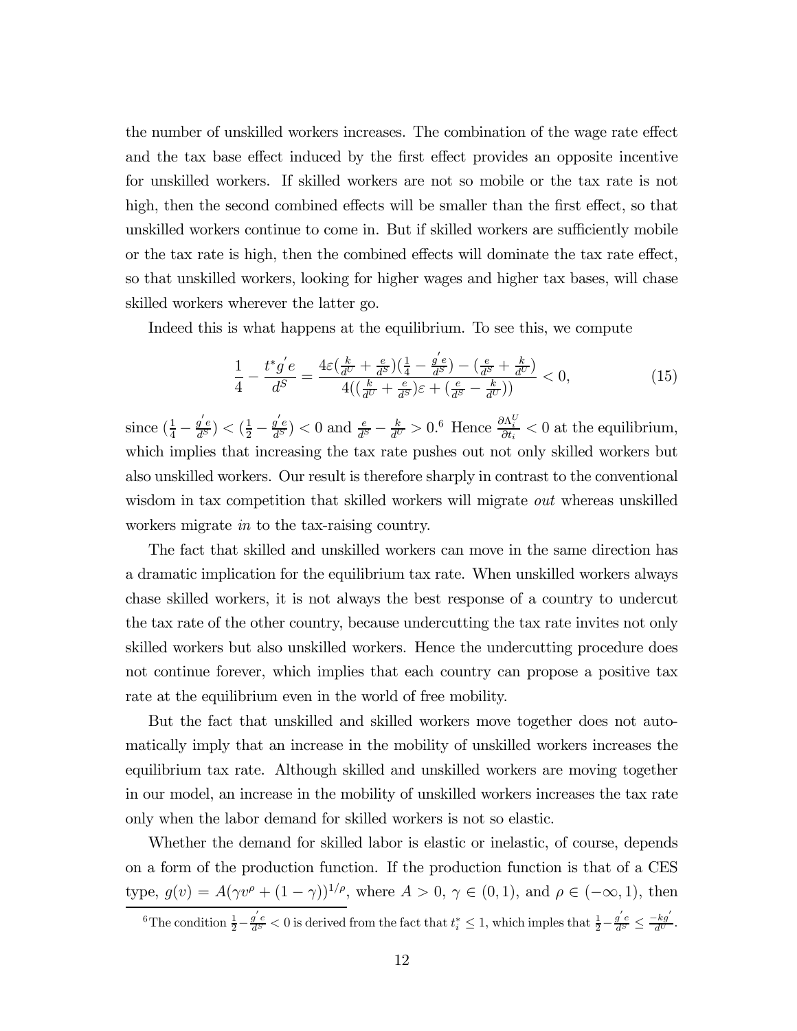the number of unskilled workers increases. The combination of the wage rate effect and the tax base effect induced by the first effect provides an opposite incentive for unskilled workers. If skilled workers are not so mobile or the tax rate is not high, then the second combined effects will be smaller than the first effect, so that unskilled workers continue to come in. But if skilled workers are sufficiently mobile or the tax rate is high, then the combined effects will dominate the tax rate effect, so that unskilled workers, looking for higher wages and higher tax bases, will chase skilled workers wherever the latter go.

Indeed this is what happens at the equilibrium. To see this, we compute

$$\frac{1}{4} - \frac{t^* g' e}{d^S} = \frac{4\varepsilon(\frac{k}{d^U} + \frac{e}{d^S})(\frac{1}{4} - \frac{g' e}{d^S}) - (\frac{e}{d^S} + \frac{k}{d^U})}{4((\frac{k}{d^U} + \frac{e}{d^S})\varepsilon + (\frac{e}{d^S} - \frac{k}{d^U}))} < 0, \tag{15}$$

since $(\frac{1}{4} - \frac{g' e}{d^S}) < (\frac{1}{2} - \frac{g' e}{d^S}) < 0$ and $\frac{e}{d^S} - \frac{k}{d^U} > 0$.[6] Hence $\frac{\partial \Lambda_i^U}{\partial t_i} < 0$ at the equilibrium, which implies that increasing the tax rate pushes out not only skilled workers but also unskilled workers. Our result is therefore sharply in contrast to the conventional wisdom in tax competition that skilled workers will migrate *out* whereas unskilled workers migrate *in* to the tax-raising country.

The fact that skilled and unskilled workers can move in the same direction has a dramatic implication for the equilibrium tax rate. When unskilled workers always chase skilled workers, it is not always the best response of a country to undercut the tax rate of the other country, because undercutting the tax rate invites not only skilled workers but also unskilled workers. Hence the undercutting procedure does not continue forever, which implies that each country can propose a positive tax rate at the equilibrium even in the world of free mobility.

But the fact that unskilled and skilled workers move together does not automatically imply that an increase in the mobility of unskilled workers increases the equilibrium tax rate. Although skilled and unskilled workers are moving together in our model, an increase in the mobility of unskilled workers increases the tax rate only when the labor demand for skilled workers is not so elastic.

Whether the demand for skilled labor is elastic or inelastic, of course, depends on a form of the production function. If the production function is that of a CES type, $g(v) = A(\gamma v^\rho + (1-\gamma))^{1/\rho}$, where $A > 0$, $\gamma \in (0,1)$, and $\rho \in (-\infty, 1)$, then

[6] The condition $\frac{1}{2} - \frac{g' e}{d^S} < 0$ is derived from the fact that $t_i^* \leq 1$, which imples that $\frac{1}{2} - \frac{g' e}{d^S} \leq \frac{-kg'}{d^U}$.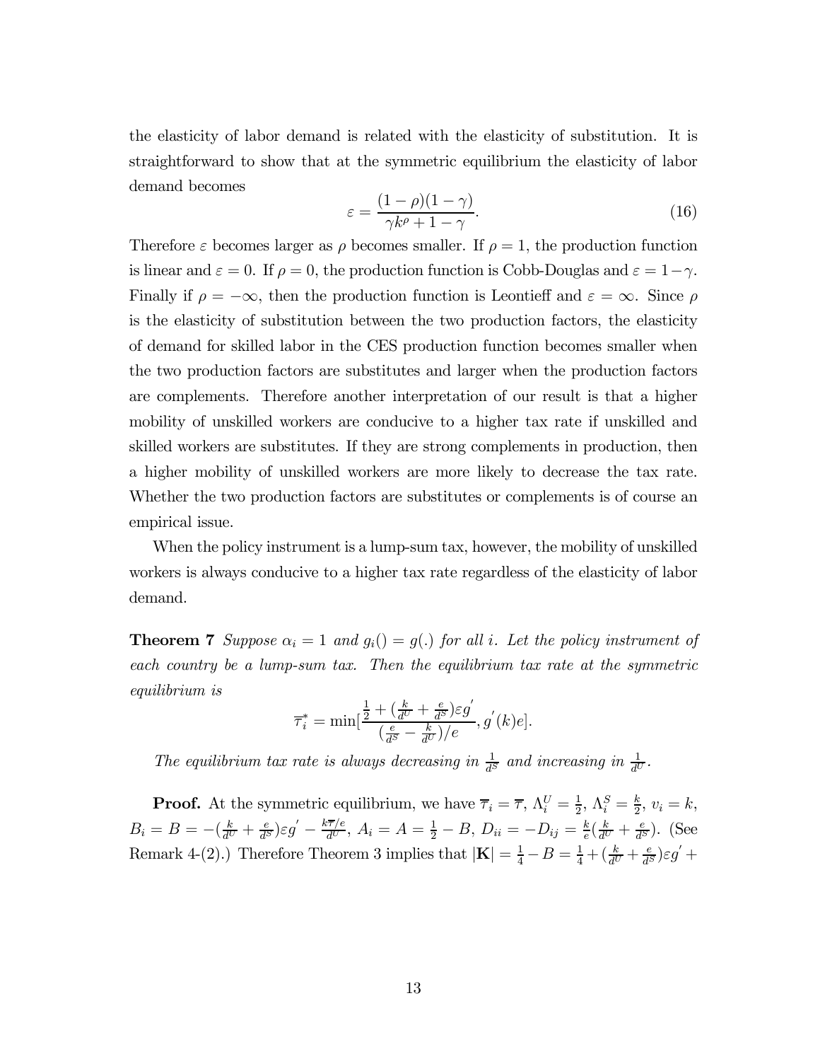the elasticity of labor demand is related with the elasticity of substitution. It is straightforward to show that at the symmetric equilibrium the elasticity of labor demand becomes

$$\varepsilon = \frac{(1-\rho)(1-\gamma)}{\gamma k^{\rho} + 1 - \gamma}. \tag{16}$$

Therefore $\varepsilon$ becomes larger as $\rho$ becomes smaller. If $\rho = 1$, the production function is linear and $\varepsilon = 0$. If $\rho = 0$, the production function is Cobb-Douglas and $\varepsilon = 1 - \gamma$. Finally if $\rho = -\infty$, then the production function is Leontieff and $\varepsilon = \infty$. Since $\rho$ is the elasticity of substitution between the two production factors, the elasticity of demand for skilled labor in the CES production function becomes smaller when the two production factors are substitutes and larger when the production factors are complements. Therefore another interpretation of our result is that a higher mobility of unskilled workers are conducive to a higher tax rate if unskilled and skilled workers are substitutes. If they are strong complements in production, then a higher mobility of unskilled workers are more likely to decrease the tax rate. Whether the two production factors are substitutes or complements is of course an empirical issue.

When the policy instrument is a lump-sum tax, however, the mobility of unskilled workers is always conducive to a higher tax rate regardless of the elasticity of labor demand.

**Theorem 7** *Suppose $\alpha_i = 1$ and $g_i() = g(.)$ for all $i$. Let the policy instrument of each country be a lump-sum tax. Then the equilibrium tax rate at the symmetric equilibrium is*

$$\overline{\tau}_i^* = \min\left[\frac{\frac{1}{2} + (\frac{k}{d^U} + \frac{e}{d^S})\varepsilon g'}{(\frac{e}{d^S} - \frac{k}{d^U})/e}, g'(k)e\right].$$

*The equilibrium tax rate is always decreasing in $\frac{1}{d^S}$ and increasing in $\frac{1}{d^U}$.*

**Proof.** At the symmetric equilibrium, we have $\overline{\tau}_i = \overline{\tau}$, $\Lambda_i^U = \frac{1}{2}$, $\Lambda_i^S = \frac{k}{2}$, $v_i = k$, $B_i = B = -(\frac{k}{d^U} + \frac{e}{d^S})\varepsilon g' - \frac{k\overline{\tau}/e}{d^U}$, $A_i = A = \frac{1}{2} - B$, $D_{ii} = -D_{ij} = \frac{k}{e}(\frac{k}{d^U} + \frac{e}{d^S})$. (See Remark 4-(2).) Therefore Theorem 3 implies that $|\mathbf{K}| = \frac{1}{4} - B = \frac{1}{4} + (\frac{k}{d^U} + \frac{e}{d^S})\varepsilon g' +$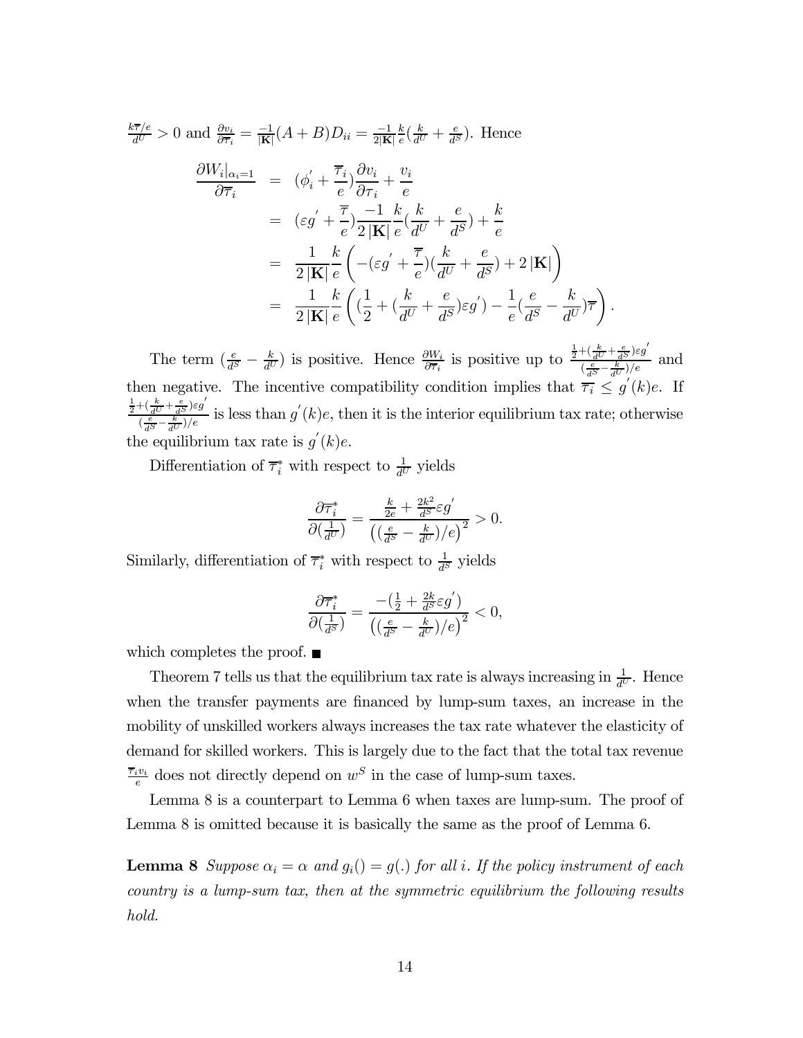$\frac{k\overline{\tau}/e}{d^U} > 0$ and $\frac{\partial v_i}{\partial \overline{\tau}_i} = \frac{-1}{|\mathbf{K}|}(A+B)D_{ii} = \frac{-1}{2|\mathbf{K}|}\frac{k}{e}(\frac{k}{d^U} + \frac{e}{d^S})$. Hence

$$
\begin{aligned}
\frac{\partial W_i|_{\alpha_i=1}}{\partial \overline{\tau}_i} &= (\phi_i^{'} + \frac{\overline{\tau}_i}{e})\frac{\partial v_i}{\partial \tau_i} + \frac{v_i}{e} \\
&= (\varepsilon g^{'} + \frac{\overline{\tau}}{e})\frac{-1}{2|\mathbf{K}|}\frac{k}{e}(\frac{k}{d^U} + \frac{e}{d^S}) + \frac{k}{e} \\
&= \frac{1}{2|\mathbf{K}|}\frac{k}{e}\left(-(\varepsilon g^{'} + \frac{\overline{\tau}}{e})(\frac{k}{d^U} + \frac{e}{d^S}) + 2|\mathbf{K}|\right) \\
&= \frac{1}{2|\mathbf{K}|}\frac{k}{e}\left((\frac{1}{2} + (\frac{k}{d^U} + \frac{e}{d^S})\varepsilon g^{'}) - \frac{1}{e}(\frac{e}{d^S} - \frac{k}{d^U})\overline{\tau}\right).
\end{aligned}
$$

The term $(\frac{e}{d^S} - \frac{k}{d^U})$ is positive. Hence $\frac{\partial W_i}{\partial \overline{\tau}_i}$ is positive up to $\frac{\frac{1}{2} + (\frac{k}{d^U} + \frac{e}{d^S})\varepsilon g^{'}}{(\frac{e}{d^S} - \frac{k}{d^U})/e}$ and then negative. The incentive compatibility condition implies that $\overline{\tau_i} \leq g^{'}(k)e$. If $\frac{\frac{1}{2} + (\frac{k}{d^U} + \frac{e}{d^S})\varepsilon g^{'}}{(\frac{e}{d^S} - \frac{k}{d^U})/e}$ is less than $g^{'}(k)e$, then it is the interior equilibrium tax rate; otherwise the equilibrium tax rate is $g^{'}(k)e$.

Differentiation of $\overline{\tau}_i^*$ with respect to $\frac{1}{d^U}$ yields

$$
\frac{\partial \overline{\tau}_i^*}{\partial (\frac{1}{d^U})} = \frac{\frac{k}{2e} + \frac{2k^2}{d^S}\varepsilon g^{'}}{\left((\frac{e}{d^S} - \frac{k}{d^U})/e\right)^2} > 0.
$$

Similarly, differentiation of $\overline{\tau}_i^*$ with respect to $\frac{1}{d^S}$ yields

$$
\frac{\partial \overline{\tau}_i^*}{\partial (\frac{1}{d^S})} = \frac{-(\frac{1}{2} + \frac{2k}{d^S}\varepsilon g^{'})}{\left((\frac{e}{d^S} - \frac{k}{d^U})/e\right)^2} < 0,
$$

which completes the proof. ■

Theorem 7 tells us that the equilibrium tax rate is always increasing in $\frac{1}{d^U}$. Hence when the transfer payments are financed by lump-sum taxes, an increase in the mobility of unskilled workers always increases the tax rate whatever the elasticity of demand for skilled workers. This is largely due to the fact that the total tax revenue $\frac{\overline{\tau}_i v_i}{e}$ does not directly depend on $w^S$ in the case of lump-sum taxes.

Lemma 8 is a counterpart to Lemma 6 when taxes are lump-sum. The proof of Lemma 8 is omitted because it is basically the same as the proof of Lemma 6.

**Lemma 8** *Suppose $\alpha_i = \alpha$ and $g_i() = g(.)$ for all $i$. If the policy instrument of each country is a lump-sum tax, then at the symmetric equilibrium the following results hold.*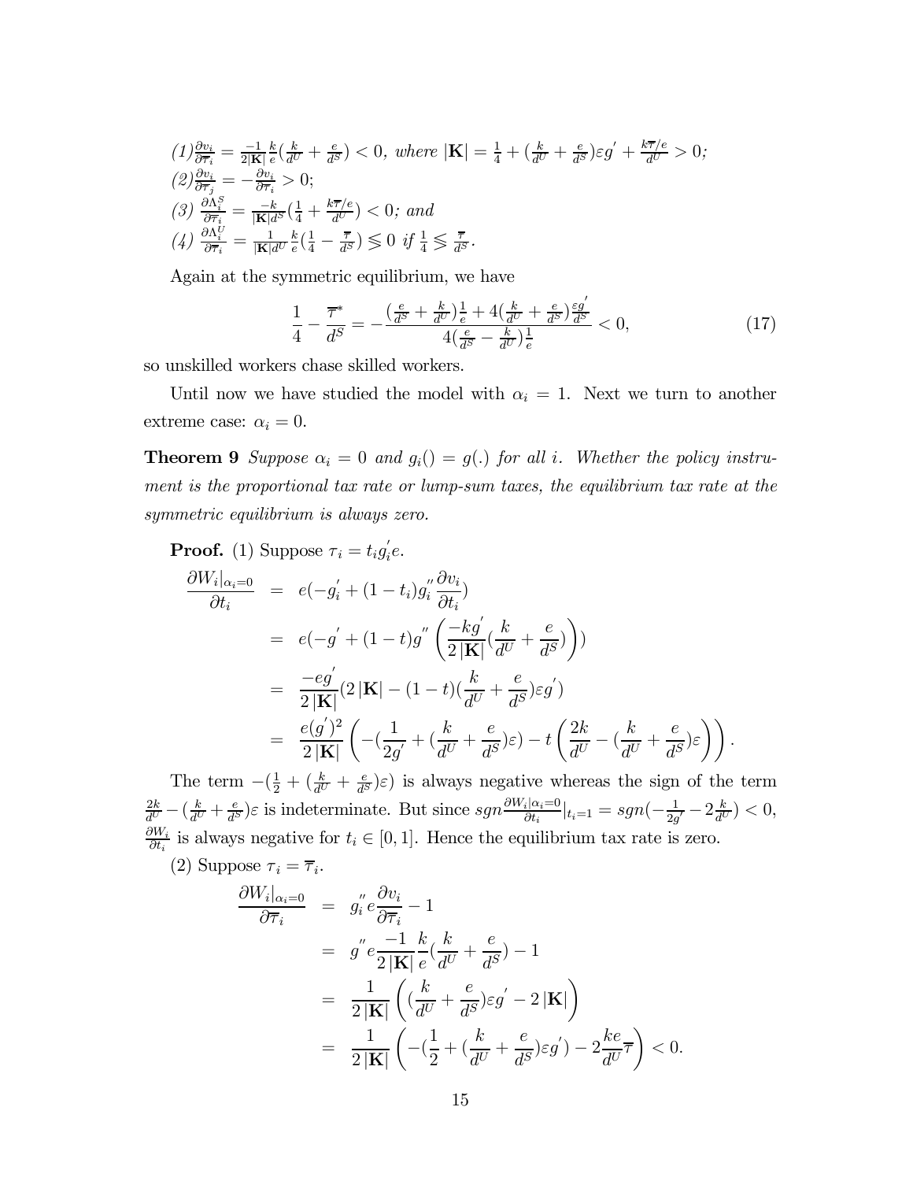*(1)* $\frac{\partial v_i}{\partial \overline{\tau}_i} = \frac{-1}{2|\mathbf{K}|}\frac{k}{e}(\frac{k}{d^U}+\frac{e}{d^S}) < 0$, *where* $|\mathbf{K}| = \frac{1}{4} + (\frac{k}{d^U}+\frac{e}{d^S})\varepsilon g^{'} + \frac{k\overline{\tau}/e}{d^U} > 0$*;*
*(2)* $\frac{\partial v_i}{\partial \overline{\tau}_j} = -\frac{\partial v_i}{\partial \overline{\tau}_i} > 0$*;*
*(3)* $\frac{\partial \Lambda_i^S}{\partial \overline{\tau}_i} = \frac{-k}{|\mathbf{K}|d^S}(\frac{1}{4}+\frac{k\overline{\tau}/e}{d^U}) < 0$*; and*
*(4)* $\frac{\partial \Lambda_i^U}{\partial \overline{\tau}_i} = \frac{1}{|\mathbf{K}|d^U}\frac{k}{e}(\frac{1}{4}-\frac{\overline{\tau}}{d^S}) \lessgtr 0$ *if* $\frac{1}{4} \lessgtr \frac{\overline{\tau}}{d^S}$.

Again at the symmetric equilibrium, we have

$$\frac{1}{4} - \frac{\overline{\tau}^*}{d^S} = -\frac{(\frac{e}{d^S}+\frac{k}{d^U})\frac{1}{e} + 4(\frac{k}{d^U}+\frac{e}{d^S})\frac{\varepsilon g^{'}}{d^S}}{4(\frac{e}{d^S}-\frac{k}{d^U})\frac{1}{e}} < 0, \tag{17}$$

so unskilled workers chase skilled workers.

Until now we have studied the model with $\alpha_i = 1$. Next we turn to another extreme case: $\alpha_i = 0$.

**Theorem 9** *Suppose $\alpha_i = 0$ and $g_i() = g(.)$ for all $i$. Whether the policy instrument is the proportional tax rate or lump-sum taxes, the equilibrium tax rate at the symmetric equilibrium is always zero.*

**Proof.** (1) Suppose $\tau_i = t_i g_i^{'} e$.

$$\begin{aligned}
\frac{\partial W_i|_{\alpha_i=0}}{\partial t_i} &= e(-g_i^{'} + (1-t_i)g_i^{''}\frac{\partial v_i}{\partial t_i}) \\
&= e(-g^{'} + (1-t)g^{''}\left(\frac{-kg^{'}}{2|\mathbf{K}|}(\frac{k}{d^U}+\frac{e}{d^S})\right)) \\
&= \frac{-eg^{'}}{2|\mathbf{K}|}(2|\mathbf{K}| - (1-t)(\frac{k}{d^U}+\frac{e}{d^S})\varepsilon g^{'}) \\
&= \frac{e(g^{'})^2}{2|\mathbf{K}|}\left(-(\frac{1}{2g^{'}} + (\frac{k}{d^U}+\frac{e}{d^S})\varepsilon) - t\left(\frac{2k}{d^U} - (\frac{k}{d^U}+\frac{e}{d^S})\varepsilon\right)\right).
\end{aligned}$$

The term $-(\frac{1}{2} + (\frac{k}{d^U}+\frac{e}{d^S})\varepsilon)$ is always negative whereas the sign of the term $\frac{2k}{d^U} - (\frac{k}{d^U}+\frac{e}{d^S})\varepsilon$ is indeterminate. But since $sgn\frac{\partial W_i|_{\alpha_i=0}}{\partial t_i}|_{t_i=1} = sgn(-\frac{1}{2g^{'}} - 2\frac{k}{d^U}) < 0$, $\frac{\partial W_i}{\partial t_i}$ is always negative for $t_i \in [0,1]$. Hence the equilibrium tax rate is zero.

(2) Suppose $\tau_i = \overline{\tau}_i$.

$$\begin{aligned}
\frac{\partial W_i|_{\alpha_i=0}}{\partial \overline{\tau}_i} &= g_i^{''} e \frac{\partial v_i}{\partial \overline{\tau}_i} - 1 \\
&= g^{''} e \frac{-1}{2|\mathbf{K}|}\frac{k}{e}(\frac{k}{d^U}+\frac{e}{d^S}) - 1 \\
&= \frac{1}{2|\mathbf{K}|}\left((\frac{k}{d^U}+\frac{e}{d^S})\varepsilon g^{'} - 2|\mathbf{K}|\right) \\
&= \frac{1}{2|\mathbf{K}|}\left(-(\frac{1}{2} + (\frac{k}{d^U}+\frac{e}{d^S})\varepsilon g^{'}) - 2\frac{ke}{d^U}\overline{\tau}\right) < 0.
\end{aligned}$$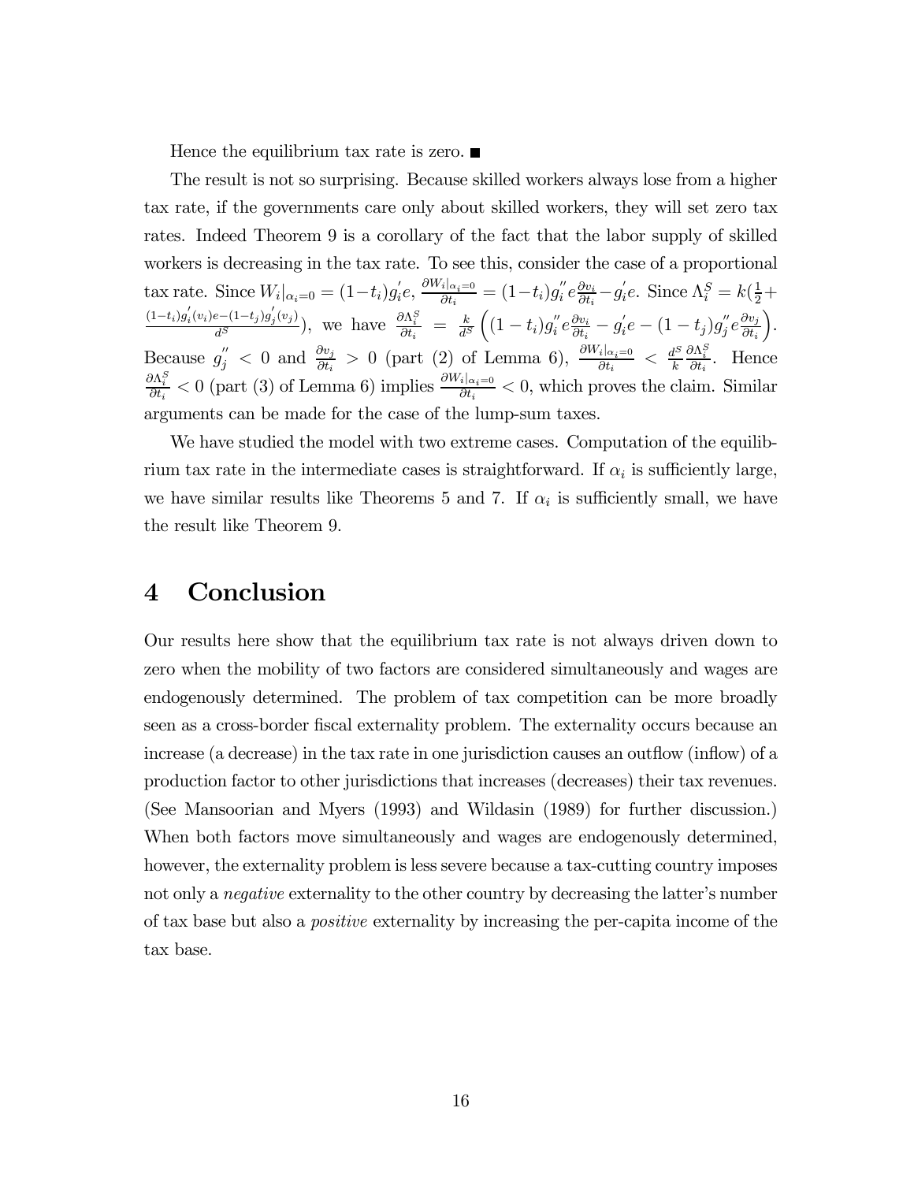Hence the equilibrium tax rate is zero. ■

The result is not so surprising. Because skilled workers always lose from a higher tax rate, if the governments care only about skilled workers, they will set zero tax rates. Indeed Theorem 9 is a corollary of the fact that the labor supply of skilled workers is decreasing in the tax rate. To see this, consider the case of a proportional tax rate. Since $W_i|_{\alpha_i=0} = (1-t_i)g_i^{'}e$, $\frac{\partial W_i|_{\alpha_i=0}}{\partial t_i} = (1-t_i)g_i^{''}e\frac{\partial v_i}{\partial t_i} - g_i^{'}e$. Since $\Lambda_i^S = k(\frac{1}{2} + \frac{(1-t_i)g_i^{'}(v_i)e-(1-t_j)g_j^{'}(v_j)}{d^S})$, we have $\frac{\partial \Lambda_i^S}{\partial t_i} = \frac{k}{d^S}\left((1-t_i)g_i^{''}e\frac{\partial v_i}{\partial t_i} - g_i^{'}e - (1-t_j)g_j^{''}e\frac{\partial v_j}{\partial t_i}\right)$. Because $g_j^{''} < 0$ and $\frac{\partial v_j}{\partial t_i} > 0$ (part (2) of Lemma 6), $\frac{\partial W_i|_{\alpha_i=0}}{\partial t_i} < \frac{d^S}{k}\frac{\partial \Lambda_i^S}{\partial t_i}$. Hence $\frac{\partial \Lambda_i^S}{\partial t_i} < 0$ (part (3) of Lemma 6) implies $\frac{\partial W_i|_{\alpha_i=0}}{\partial t_i} < 0$, which proves the claim. Similar arguments can be made for the case of the lump-sum taxes.

We have studied the model with two extreme cases. Computation of the equilibrium tax rate in the intermediate cases is straightforward. If $\alpha_i$ is sufficiently large, we have similar results like Theorems 5 and 7. If $\alpha_i$ is sufficiently small, we have the result like Theorem 9.

# 4 Conclusion

Our results here show that the equilibrium tax rate is not always driven down to zero when the mobility of two factors are considered simultaneously and wages are endogenously determined. The problem of tax competition can be more broadly seen as a cross-border fiscal externality problem. The externality occurs because an increase (a decrease) in the tax rate in one jurisdiction causes an outflow (inflow) of a production factor to other jurisdictions that increases (decreases) their tax revenues. (See Mansoorian and Myers (1993) and Wildasin (1989) for further discussion.) When both factors move simultaneously and wages are endogenously determined, however, the externality problem is less severe because a tax-cutting country imposes not only a *negative* externality to the other country by decreasing the latter's number of tax base but also a *positive* externality by increasing the per-capita income of the tax base.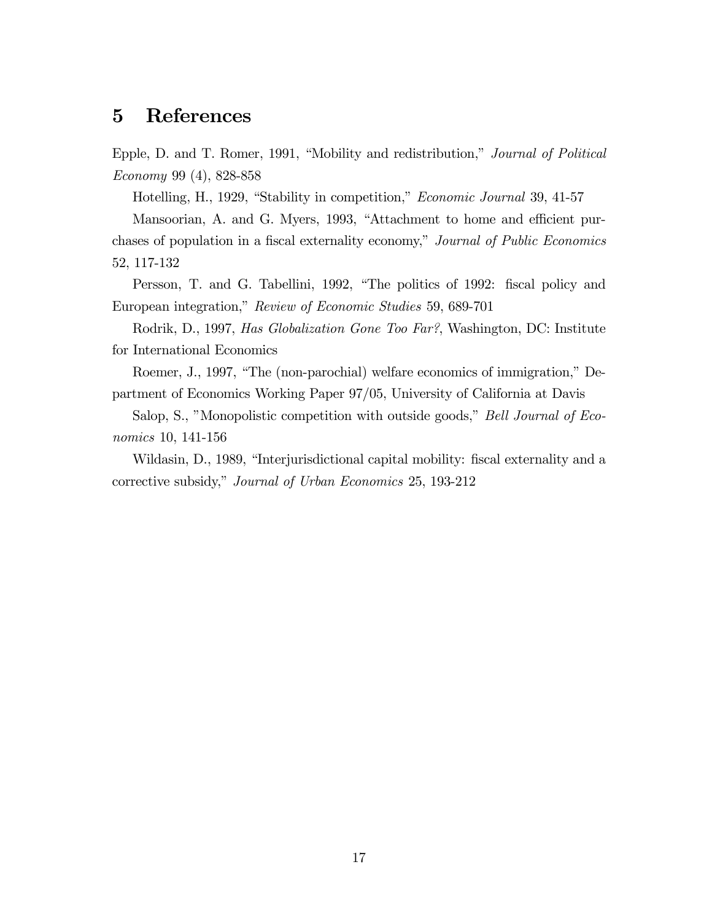## 5 References

Epple, D. and T. Romer, 1991, "Mobility and redistribution," *Journal of Political Economy* 99 (4), 828-858

Hotelling, H., 1929, "Stability in competition," *Economic Journal* 39, 41-57

Mansoorian, A. and G. Myers, 1993, "Attachment to home and efficient purchases of population in a fiscal externality economy," *Journal of Public Economics* 52, 117-132

Persson, T. and G. Tabellini, 1992, "The politics of 1992: fiscal policy and European integration," *Review of Economic Studies* 59, 689-701

Rodrik, D., 1997, *Has Globalization Gone Too Far?*, Washington, DC: Institute for International Economics

Roemer, J., 1997, "The (non-parochial) welfare economics of immigration," Department of Economics Working Paper 97/05, University of California at Davis

Salop, S., "Monopolistic competition with outside goods," *Bell Journal of Economics* 10, 141-156

Wildasin, D., 1989, "Interjurisdictional capital mobility: fiscal externality and a corrective subsidy," *Journal of Urban Economics* 25, 193-212